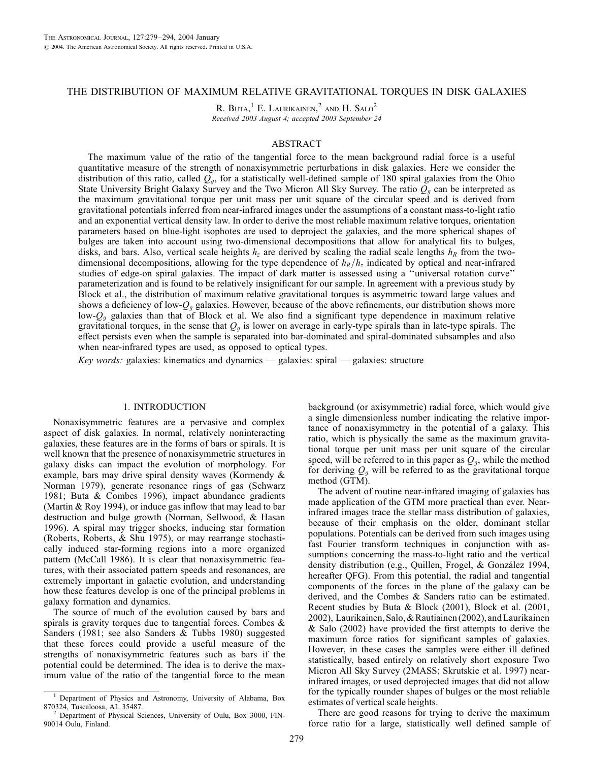# THE DISTRIBUTION OF MAXIMUM RELATIVE GRAVITATIONAL TORQUES IN DISK GALAXIES

R. Buta,[1] E. Laurikainen,[2] and H. Salo[2]

*Received 2003 August 4; accepted 2003 September 24*

## ABSTRACT

The maximum value of the ratio of the tangential force to the mean background radial force is a useful quantitative measure of the strength of nonaxisymmetric perturbations in disk galaxies. Here we consider the distribution of this ratio, called $Q_g$, for a statistically well-defined sample of 180 spiral galaxies from the Ohio State University Bright Galaxy Survey and the Two Micron All Sky Survey. The ratio $Q_g$ can be interpreted as the maximum gravitational torque per unit mass per unit square of the circular speed and is derived from gravitational potentials inferred from near-infrared images under the assumptions of a constant mass-to-light ratio and an exponential vertical density law. In order to derive the most reliable maximum relative torques, orientation parameters based on blue-light isophotes are used to deproject the galaxies, and the more spherical shapes of bulges are taken into account using two-dimensional decompositions that allow for analytical fits to bulges, disks, and bars. Also, vertical scale heights $h_z$ are derived by scaling the radial scale lengths $h_R$ from the two-dimensional decompositions, allowing for the type dependence of $h_R/h_z$ indicated by optical and near-infrared studies of edge-on spiral galaxies. The impact of dark matter is assessed using a "universal rotation curve" parameterization and is found to be relatively insignificant for our sample. In agreement with a previous study by Block et al., the distribution of maximum relative gravitational torques is asymmetric toward large values and shows a deficiency of low-$Q_g$ galaxies. However, because of the above refinements, our distribution shows more low-$Q_g$ galaxies than that of Block et al. We also find a significant type dependence in maximum relative gravitational torques, in the sense that $Q_g$ is lower on average in early-type spirals than in late-type spirals. The effect persists even when the sample is separated into bar-dominated and spiral-dominated subsamples and also when near-infrared types are used, as opposed to optical types.

*Key words:* galaxies: kinematics and dynamics — galaxies: spiral — galaxies: structure

## 1. INTRODUCTION

Nonaxisymmetric features are a pervasive and complex aspect of disk galaxies. In normal, relatively noninteracting galaxies, these features are in the forms of bars or spirals. It is well known that the presence of nonaxisymmetric structures in galaxy disks can impact the evolution of morphology. For example, bars may drive spiral density waves (Kormendy & Norman 1979), generate resonance rings of gas (Schwarz 1981; Buta & Combes 1996), impact abundance gradients (Martin & Roy 1994), or induce gas inflow that may lead to bar destruction and bulge growth (Norman, Sellwood, & Hasan 1996). A spiral may trigger shocks, inducing star formation (Roberts, Roberts, & Shu 1975), or may rearrange stochastically induced star-forming regions into a more organized pattern (McCall 1986). It is clear that nonaxisymmetric features, with their associated pattern speeds and resonances, are extremely important in galactic evolution, and understanding how these features develop is one of the principal problems in galaxy formation and dynamics.

The source of much of the evolution caused by bars and spirals is gravity torques due to tangential forces. Combes & Sanders (1981; see also Sanders & Tubbs 1980) suggested that these forces could provide a useful measure of the strengths of nonaxisymmetric features such as bars if the potential could be determined. The idea is to derive the maximum value of the ratio of the tangential force to the mean background (or axisymmetric) radial force, which would give a single dimensionless number indicating the relative importance of nonaxisymmetry in the potential of a galaxy. This ratio, which is physically the same as the maximum gravitational torque per unit mass per unit square of the circular speed, will be referred to in this paper as $Q_g$, while the method for deriving $Q_g$ will be referred to as the gravitational torque method (GTM).

The advent of routine near-infrared imaging of galaxies has made application of the GTM more practical than ever. Near-infrared images trace the stellar mass distribution of galaxies, because of their emphasis on the older, dominant stellar populations. Potentials can be derived from such images using fast Fourier transform techniques in conjunction with assumptions concerning the mass-to-light ratio and the vertical density distribution (e.g., Quillen, Frogel, & González 1994, hereafter QFG). From this potential, the radial and tangential components of the forces in the plane of the galaxy can be derived, and the Combes & Sanders ratio can be estimated. Recent studies by Buta & Block (2001), Block et al. (2001, 2002), Laurikainen, Salo, & Rautiainen (2002), and Laurikainen & Salo (2002) have provided the first attempts to derive the maximum force ratios for significant samples of galaxies. However, in these cases the samples were either ill defined statistically, based entirely on relatively short exposure Two Micron All Sky Survey (2MASS; Skrutskie et al. 1997) near-infrared images, or used deprojected images that did not allow for the typically rounder shapes of bulges or the most reliable estimates of vertical scale heights.

There are good reasons for trying to derive the maximum force ratio for a large, statistically well defined sample of

---

[1] Department of Physics and Astronomy, University of Alabama, Box 870324, Tuscaloosa, AL 35487.

[2] Department of Physical Sciences, University of Oulu, Box 3000, FIN-90014 Oulu, Finland.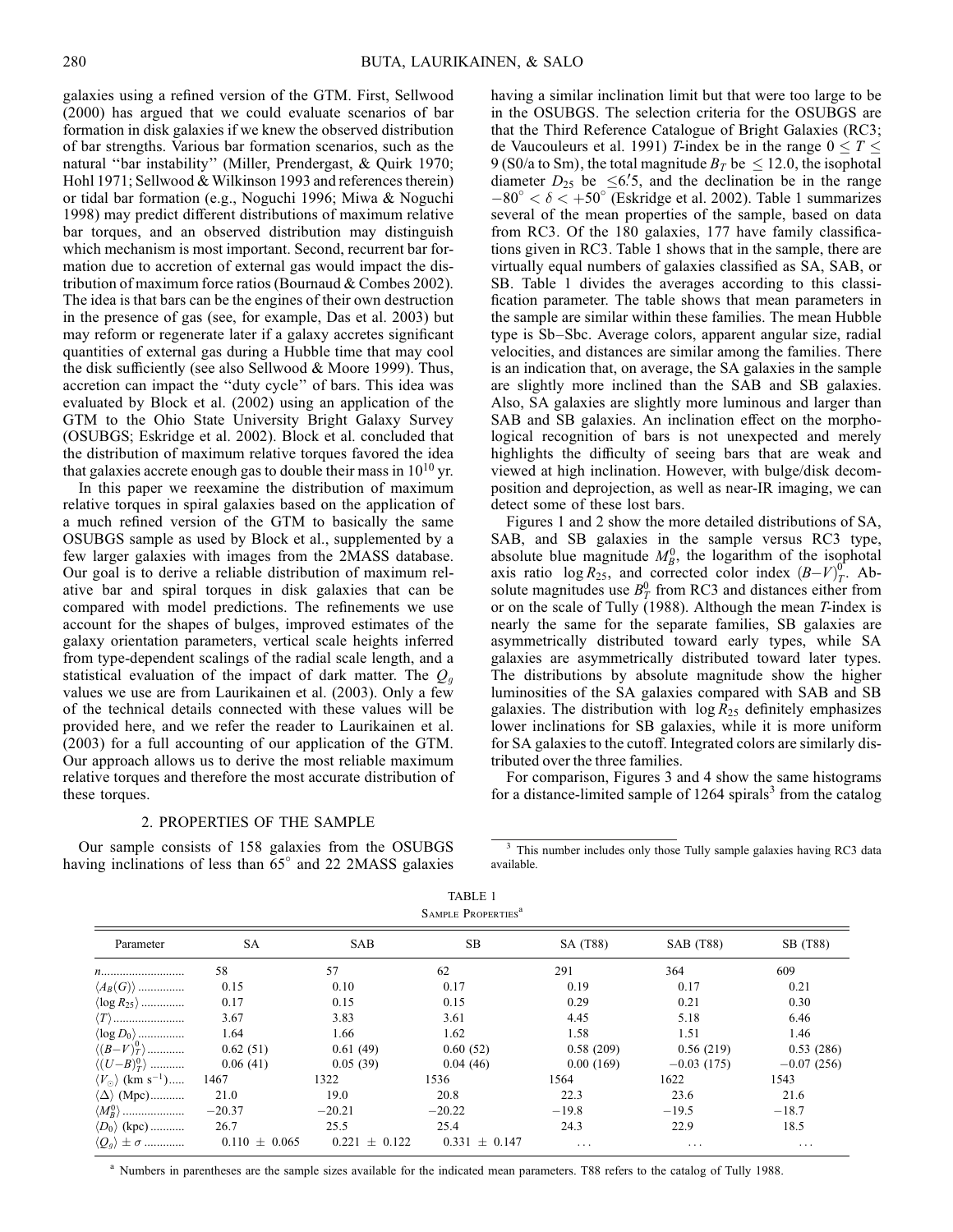galaxies using a refined version of the GTM. First, Sellwood (2000) has argued that we could evaluate scenarios of bar formation in disk galaxies if we knew the observed distribution of bar strengths. Various bar formation scenarios, such as the natural "bar instability" (Miller, Prendergast, & Quirk 1970; Hohl 1971; Sellwood & Wilkinson 1993 and references therein) or tidal bar formation (e.g., Noguchi 1996; Miwa & Noguchi 1998) may predict different distributions of maximum relative bar torques, and an observed distribution may distinguish which mechanism is most important. Second, recurrent bar formation due to accretion of external gas would impact the distribution of maximum force ratios (Bournaud & Combes 2002). The idea is that bars can be the engines of their own destruction in the presence of gas (see, for example, Das et al. 2003) but may reform or regenerate later if a galaxy accretes significant quantities of external gas during a Hubble time that may cool the disk sufficiently (see also Sellwood & Moore 1999). Thus, accretion can impact the "duty cycle" of bars. This idea was evaluated by Block et al. (2002) using an application of the GTM to the Ohio State University Bright Galaxy Survey (OSUBGS; Eskridge et al. 2002). Block et al. concluded that the distribution of maximum relative torques favored the idea that galaxies accrete enough gas to double their mass in $10^{10}$ yr.

In this paper we reexamine the distribution of maximum relative torques in spiral galaxies based on the application of a much refined version of the GTM to basically the same OSUBGS sample as used by Block et al., supplemented by a few larger galaxies with images from the 2MASS database. Our goal is to derive a reliable distribution of maximum relative bar and spiral torques in disk galaxies that can be compared with model predictions. The refinements we use account for the shapes of bulges, improved estimates of the galaxy orientation parameters, vertical scale heights inferred from type-dependent scalings of the radial scale length, and a statistical evaluation of the impact of dark matter. The $Q_g$ values we use are from Laurikainen et al. (2003). Only a few of the technical details connected with these values will be provided here, and we refer the reader to Laurikainen et al. (2003) for a full accounting of our application of the GTM. Our approach allows us to derive the most reliable maximum relative torques and therefore the most accurate distribution of these torques.

## 2. PROPERTIES OF THE SAMPLE

Our sample consists of 158 galaxies from the OSUBGS having inclinations of less than 65° and 22 2MASS galaxies having a similar inclination limit but that were too large to be in the OSUBGS. The selection criteria for the OSUBGS are that the Third Reference Catalogue of Bright Galaxies (RC3; de Vaucouleurs et al. 1991) $T$-index be in the range $0 \leq T \leq 9$ (S0/a to Sm), the total magnitude $B_T$ be $\leq 12.0$, the isophotal diameter $D_{25}$ be $\leq 6\rlap{.}'5$, and the declination be in the range $-80° < \delta < +50°$ (Eskridge et al. 2002). Table 1 summarizes several of the mean properties of the sample, based on data from RC3. Of the 180 galaxies, 177 have family classifications given in RC3. Table 1 shows that in the sample, there are virtually equal numbers of galaxies classified as SA, SAB, or SB. Table 1 divides the averages according to this classification parameter. The table shows that mean parameters in the sample are similar within these families. The mean Hubble type is Sb–Sbc. Average colors, apparent angular size, radial velocities, and distances are similar among the families. There is an indication that, on average, the SA galaxies in the sample are slightly more inclined than the SAB and SB galaxies. Also, SA galaxies are slightly more luminous and larger than SAB and SB galaxies. An inclination effect on the morphological recognition of bars is not unexpected and merely highlights the difficulty of seeing bars that are weak and viewed at high inclination. However, with bulge/disk decomposition and deprojection, as well as near-IR imaging, we can detect some of these lost bars.

Figures 1 and 2 show the more detailed distributions of SA, SAB, and SB galaxies in the sample versus RC3 type, absolute blue magnitude $M_B^0$, the logarithm of the isophotal axis ratio $\log R_{25}$, and corrected color index $(B-V)_T^0$. Absolute magnitudes use $B_T^0$ from RC3 and distances either from or on the scale of Tully (1988). Although the mean $T$-index is nearly the same for the separate families, SB galaxies are asymmetrically distributed toward early types, while SA galaxies are asymmetrically distributed toward later types. The distributions by absolute magnitude show the higher luminosities of the SA galaxies compared with SAB and SB galaxies. The distribution with $\log R_{25}$ definitely emphasizes lower inclinations for SB galaxies, while it is more uniform for SA galaxies to the cutoff. Integrated colors are similarly distributed over the three families.

For comparison, Figures 3 and 4 show the same histograms for a distance-limited sample of 1264 spirals[3] from the catalog

[3] This number includes only those Tully sample galaxies having RC3 data available.

TABLE 1
SAMPLE PROPERTIES[a]

| Parameter | SA | SAB | SB | SA (T88) | SAB (T88) | SB (T88) |
|---|---|---|---|---|---|---|
| $n$ | 58 | 57 | 62 | 291 | 364 | 609 |
| $\langle A_B(G) \rangle$ | 0.15 | 0.10 | 0.17 | 0.19 | 0.17 | 0.21 |
| $\langle \log R_{25} \rangle$ | 0.17 | 0.15 | 0.15 | 0.29 | 0.21 | 0.30 |
| $\langle T \rangle$ | 3.67 | 3.83 | 3.61 | 4.45 | 5.18 | 6.46 |
| $\langle \log D_0 \rangle$ | 1.64 | 1.66 | 1.62 | 1.58 | 1.51 | 1.46 |
| $\langle (B-V)_T^0 \rangle$ | 0.62 (51) | 0.61 (49) | 0.60 (52) | 0.58 (209) | 0.56 (219) | 0.53 (286) |
| $\langle (U-B)_T^0 \rangle$ | 0.06 (41) | 0.05 (39) | 0.04 (46) | 0.00 (169) | −0.03 (175) | −0.07 (256) |
| $\langle V_\odot \rangle$ (km s$^{-1}$) | 1467 | 1322 | 1536 | 1564 | 1622 | 1543 |
| $\langle \Delta \rangle$ (Mpc) | 21.0 | 19.0 | 20.8 | 22.3 | 23.6 | 21.6 |
| $\langle M_B^0 \rangle$ | −20.37 | −20.21 | −20.22 | −19.8 | −19.5 | −18.7 |
| $\langle D_0 \rangle$ (kpc) | 26.7 | 25.5 | 25.4 | 24.3 | 22.9 | 18.5 |
| $\langle Q_g \rangle \pm \sigma$ | 0.110 ± 0.065 | 0.221 ± 0.122 | 0.331 ± 0.147 | ... | ... | ... |

[a] Numbers in parentheses are the sample sizes available for the indicated mean parameters. T88 refers to the catalog of Tully 1988.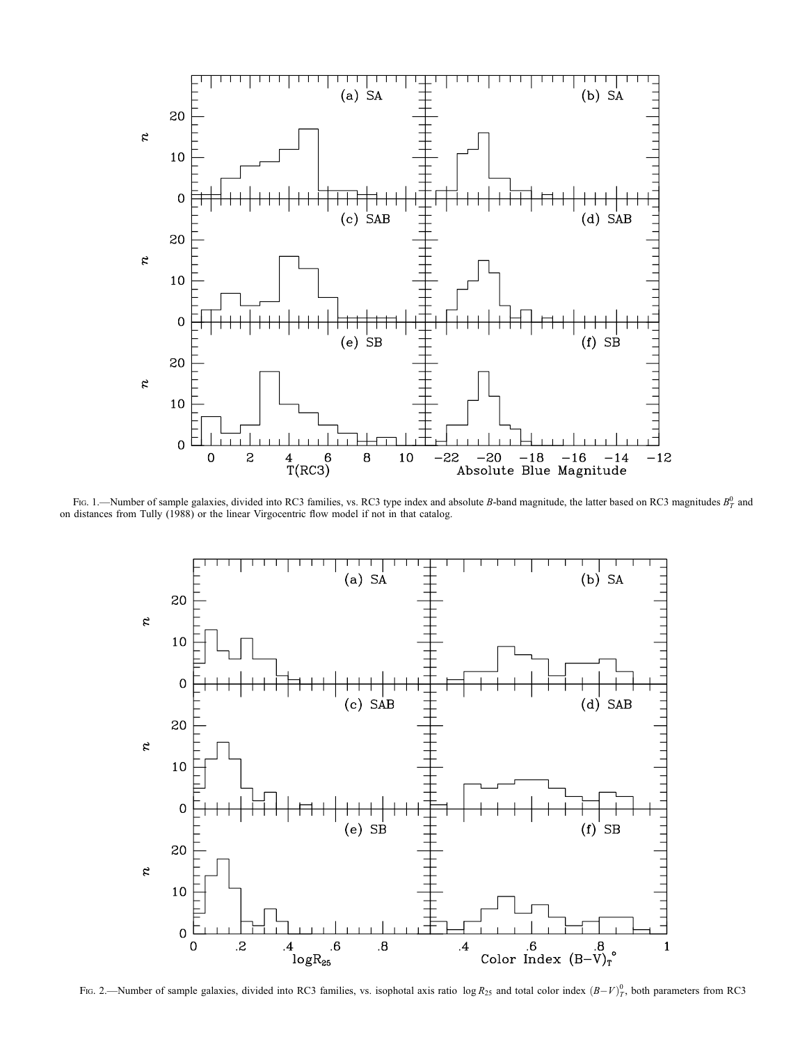FIG. 1.—Number of sample galaxies, divided into RC3 families, vs. RC3 type index and absolute *B*-band magnitude, the latter based on RC3 magnitudes $B_T^0$ and on distances from Tully (1988) or the linear Virgocentric flow model if not in that catalog.

FIG. 2.—Number of sample galaxies, divided into RC3 families, vs. isophotal axis ratio $\log R_{25}$ and total color index $(B-V)_T^0$, both parameters from RC3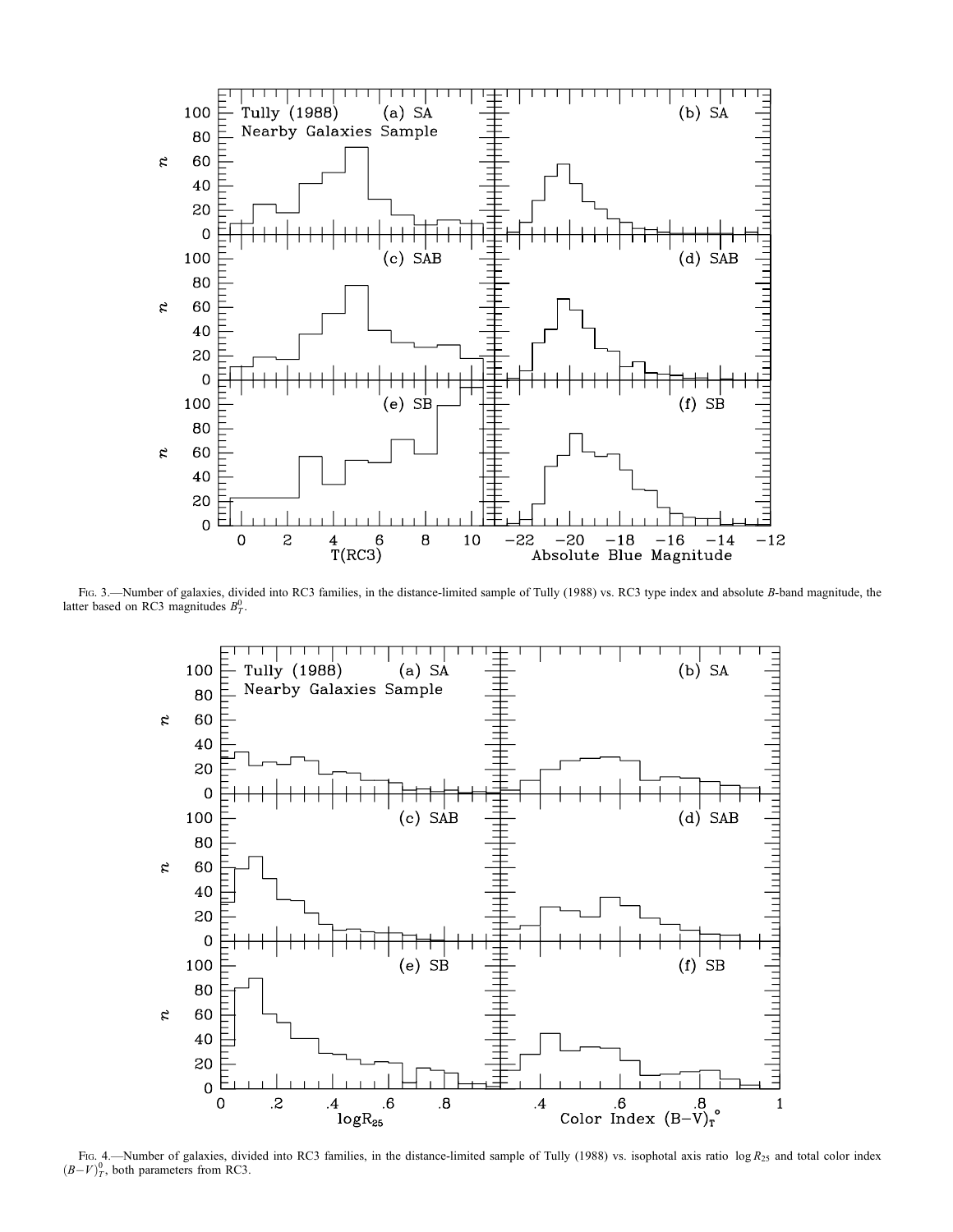FIG. 3.—Number of galaxies, divided into RC3 families, in the distance-limited sample of Tully (1988) vs. RC3 type index and absolute $B$-band magnitude, the latter based on RC3 magnitudes $B_T^0$.

FIG. 4.—Number of galaxies, divided into RC3 families, in the distance-limited sample of Tully (1988) vs. isophotal axis ratio $\log R_{25}$ and total color index $(B-V)_T^0$, both parameters from RC3.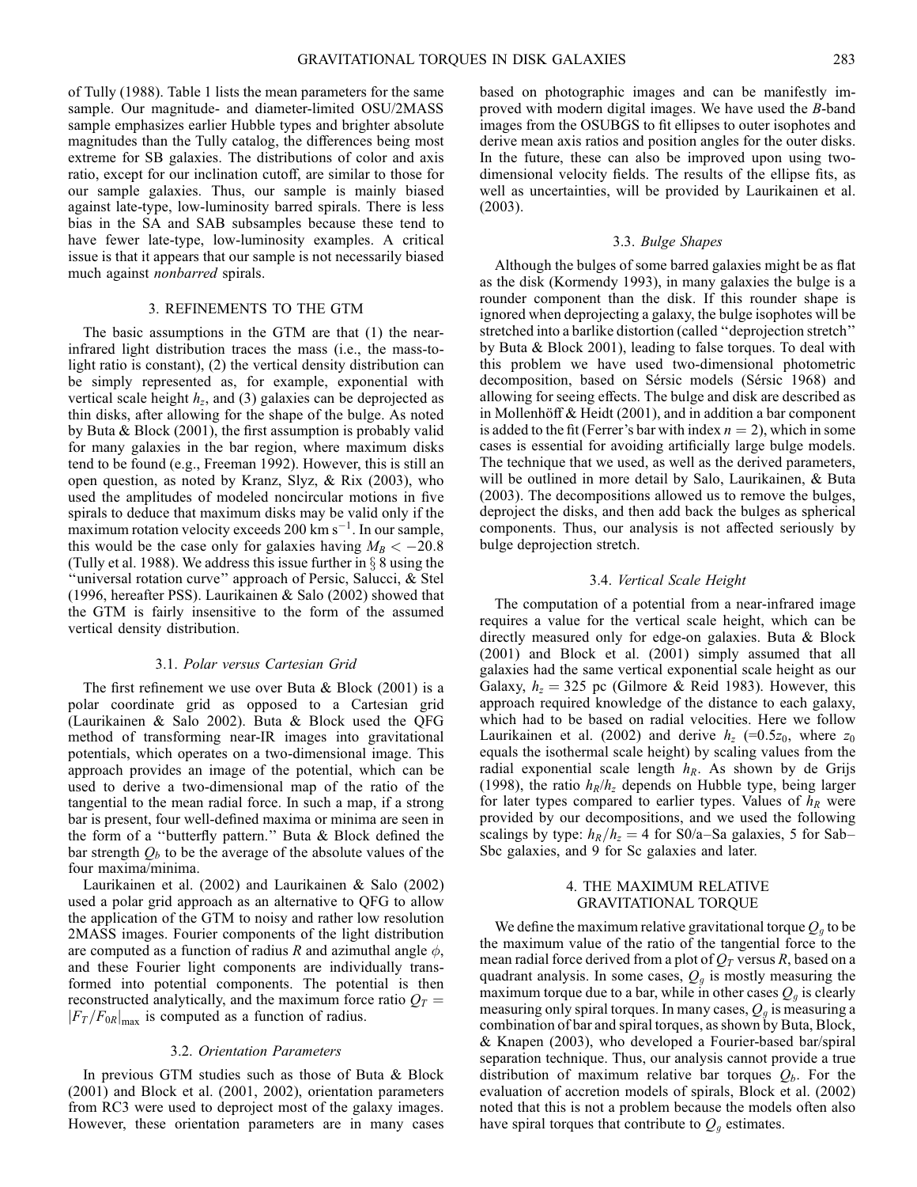of Tully (1988). Table 1 lists the mean parameters for the same sample. Our magnitude- and diameter-limited OSU/2MASS sample emphasizes earlier Hubble types and brighter absolute magnitudes than the Tully catalog, the differences being most extreme for SB galaxies. The distributions of color and axis ratio, except for our inclination cutoff, are similar to those for our sample galaxies. Thus, our sample is mainly biased against late-type, low-luminosity barred spirals. There is less bias in the SA and SAB subsamples because these tend to have fewer late-type, low-luminosity examples. A critical issue is that it appears that our sample is not necessarily biased much against *nonbarred* spirals.

## 3. REFINEMENTS TO THE GTM

The basic assumptions in the GTM are that (1) the near-infrared light distribution traces the mass (i.e., the mass-to-light ratio is constant), (2) the vertical density distribution can be simply represented as, for example, exponential with vertical scale height $h_z$, and (3) galaxies can be deprojected as thin disks, after allowing for the shape of the bulge. As noted by Buta & Block (2001), the first assumption is probably valid for many galaxies in the bar region, where maximum disks tend to be found (e.g., Freeman 1992). However, this is still an open question, as noted by Kranz, Slyz, & Rix (2003), who used the amplitudes of modeled noncircular motions in five spirals to deduce that maximum disks may be valid only if the maximum rotation velocity exceeds 200 km $\mathrm{s}^{-1}$. In our sample, this would be the case only for galaxies having $M_B < -20.8$ (Tully et al. 1988). We address this issue further in § 8 using the "universal rotation curve" approach of Persic, Salucci, & Stel (1996, hereafter PSS). Laurikainen & Salo (2002) showed that the GTM is fairly insensitive to the form of the assumed vertical density distribution.

### 3.1. *Polar versus Cartesian Grid*

The first refinement we use over Buta & Block (2001) is a polar coordinate grid as opposed to a Cartesian grid (Laurikainen & Salo 2002). Buta & Block used the QFG method of transforming near-IR images into gravitational potentials, which operates on a two-dimensional image. This approach provides an image of the potential, which can be used to derive a two-dimensional map of the ratio of the tangential to the mean radial force. In such a map, if a strong bar is present, four well-defined maxima or minima are seen in the form of a "butterfly pattern." Buta & Block defined the bar strength $Q_b$ to be the average of the absolute values of the four maxima/minima.

Laurikainen et al. (2002) and Laurikainen & Salo (2002) used a polar grid approach as an alternative to QFG to allow the application of the GTM to noisy and rather low resolution 2MASS images. Fourier components of the light distribution are computed as a function of radius $R$ and azimuthal angle $\phi$, and these Fourier light components are individually transformed into potential components. The potential is then reconstructed analytically, and the maximum force ratio $Q_T = |F_T/F_{0R}|_{\max}$ is computed as a function of radius.

### 3.2. *Orientation Parameters*

In previous GTM studies such as those of Buta & Block (2001) and Block et al. (2001, 2002), orientation parameters from RC3 were used to deproject most of the galaxy images. However, these orientation parameters are in many cases based on photographic images and can be manifestly improved with modern digital images. We have used the $B$-band images from the OSUBGS to fit ellipses to outer isophotes and derive mean axis ratios and position angles for the outer disks. In the future, these can also be improved upon using two-dimensional velocity fields. The results of the ellipse fits, as well as uncertainties, will be provided by Laurikainen et al. (2003).

### 3.3. *Bulge Shapes*

Although the bulges of some barred galaxies might be as flat as the disk (Kormendy 1993), in many galaxies the bulge is a rounder component than the disk. If this rounder shape is ignored when deprojecting a galaxy, the bulge isophotes will be stretched into a barlike distortion (called "deprojection stretch" by Buta & Block 2001), leading to false torques. To deal with this problem we have used two-dimensional photometric decomposition, based on Sérsic models (Sérsic 1968) and allowing for seeing effects. The bulge and disk are described as in Mollenhöff & Heidt (2001), and in addition a bar component is added to the fit (Ferrer's bar with index $n = 2$), which in some cases is essential for avoiding artificially large bulge models. The technique that we used, as well as the derived parameters, will be outlined in more detail by Salo, Laurikainen, & Buta (2003). The decompositions allowed us to remove the bulges, deproject the disks, and then add back the bulges as spherical components. Thus, our analysis is not affected seriously by bulge deprojection stretch.

### 3.4. *Vertical Scale Height*

The computation of a potential from a near-infrared image requires a value for the vertical scale height, which can be directly measured only for edge-on galaxies. Buta & Block (2001) and Block et al. (2001) simply assumed that all galaxies had the same vertical exponential scale height as our Galaxy, $h_z = 325$ pc (Gilmore & Reid 1983). However, this approach required knowledge of the distance to each galaxy, which had to be based on radial velocities. Here we follow Laurikainen et al. (2002) and derive $h_z$ ($=0.5z_0$, where $z_0$ equals the isothermal scale height) by scaling values from the radial exponential scale length $h_R$. As shown by de Grijs (1998), the ratio $h_R/h_z$ depends on Hubble type, being larger for later types compared to earlier types. Values of $h_R$ were provided by our decompositions, and we used the following scalings by type: $h_R/h_z = 4$ for S0/a–Sa galaxies, 5 for Sab–Sbc galaxies, and 9 for Sc galaxies and later.

## 4. THE MAXIMUM RELATIVE GRAVITATIONAL TORQUE

We define the maximum relative gravitational torque $Q_g$ to be the maximum value of the ratio of the tangential force to the mean radial force derived from a plot of $Q_T$ versus $R$, based on a quadrant analysis. In some cases, $Q_g$ is mostly measuring the maximum torque due to a bar, while in other cases $Q_g$ is clearly measuring only spiral torques. In many cases, $Q_g$ is measuring a combination of bar and spiral torques, as shown by Buta, Block, & Knapen (2003), who developed a Fourier-based bar/spiral separation technique. Thus, our analysis cannot provide a true distribution of maximum relative bar torques $Q_b$. For the evaluation of accretion models of spirals, Block et al. (2002) noted that this is not a problem because the models often also have spiral torques that contribute to $Q_g$ estimates.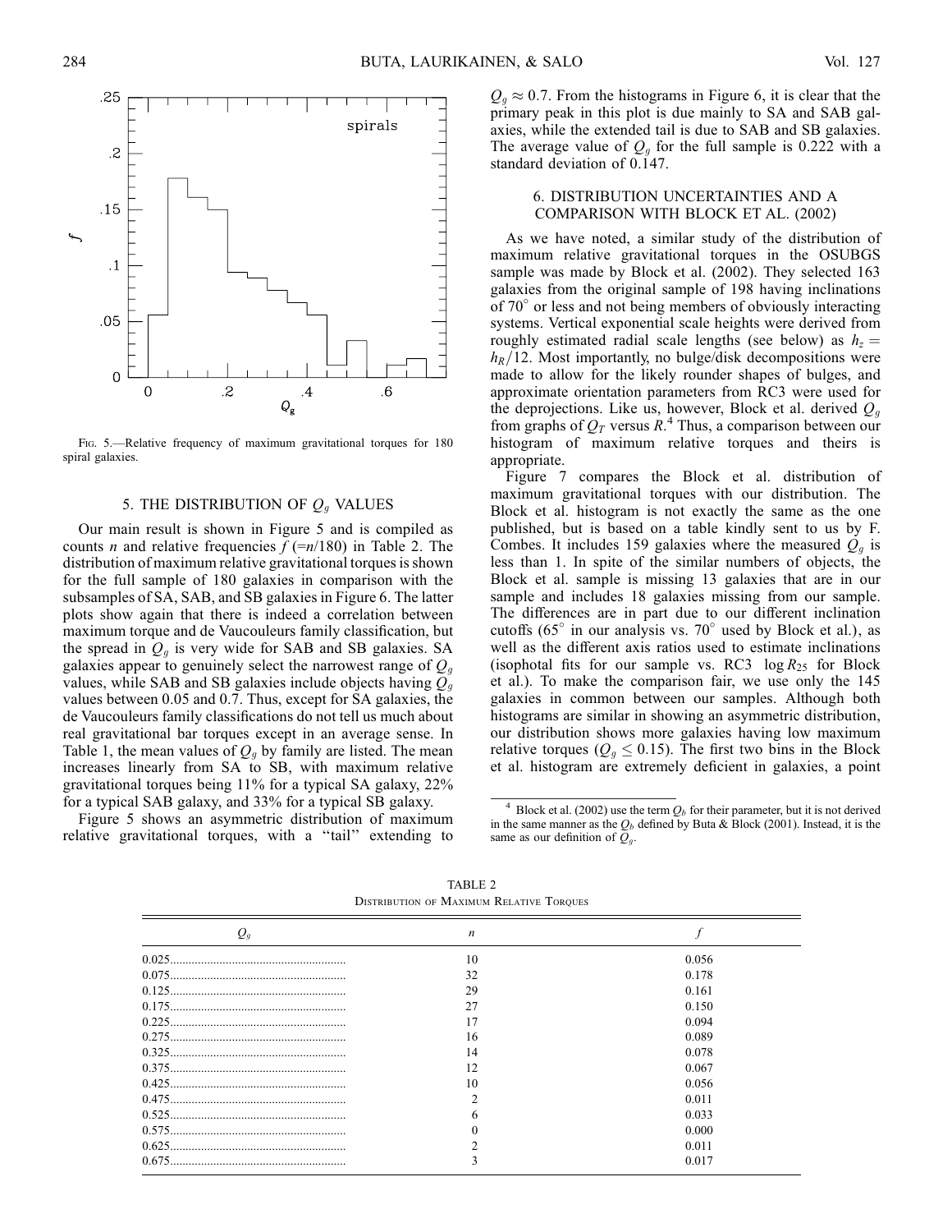Fig. 5.—Relative frequency of maximum gravitational torques for 180 spiral galaxies.

## 5. THE DISTRIBUTION OF $Q_g$ VALUES

Our main result is shown in Figure 5 and is compiled as counts $n$ and relative frequencies $f$ (=$n$/180) in Table 2. The distribution of maximum relative gravitational torques is shown for the full sample of 180 galaxies in comparison with the subsamples of SA, SAB, and SB galaxies in Figure 6. The latter plots show again that there is indeed a correlation between maximum torque and de Vaucouleurs family classification, but the spread in $Q_g$ is very wide for SAB and SB galaxies. SA galaxies appear to genuinely select the narrowest range of $Q_g$ values, while SAB and SB galaxies include objects having $Q_g$ values between 0.05 and 0.7. Thus, except for SA galaxies, the de Vaucouleurs family classifications do not tell us much about real gravitational bar torques except in an average sense. In Table 1, the mean values of $Q_g$ by family are listed. The mean increases linearly from SA to SB, with maximum relative gravitational torques being 11% for a typical SA galaxy, 22% for a typical SAB galaxy, and 33% for a typical SB galaxy.

Figure 5 shows an asymmetric distribution of maximum relative gravitational torques, with a "tail" extending to $Q_g \approx 0.7$. From the histograms in Figure 6, it is clear that the primary peak in this plot is due mainly to SA and SAB galaxies, while the extended tail is due to SAB and SB galaxies. The average value of $Q_g$ for the full sample is 0.222 with a standard deviation of 0.147.

## 6. DISTRIBUTION UNCERTAINTIES AND A COMPARISON WITH BLOCK ET AL. (2002)

As we have noted, a similar study of the distribution of maximum relative gravitational torques in the OSUBGS sample was made by Block et al. (2002). They selected 163 galaxies from the original sample of 198 having inclinations of 70° or less and not being members of obviously interacting systems. Vertical exponential scale heights were derived from roughly estimated radial scale lengths (see below) as $h_z = h_R/12$. Most importantly, no bulge/disk decompositions were made to allow for the likely rounder shapes of bulges, and approximate orientation parameters from RC3 were used for the deprojections. Like us, however, Block et al. derived $Q_g$ from graphs of $Q_T$ versus $R$.[4] Thus, a comparison between our histogram of maximum relative torques and theirs is appropriate.

Figure 7 compares the Block et al. distribution of maximum gravitational torques with our distribution. The Block et al. histogram is not exactly the same as the one published, but is based on a table kindly sent to us by F. Combes. It includes 159 galaxies where the measured $Q_g$ is less than 1. In spite of the similar numbers of objects, the Block et al. sample is missing 13 galaxies that are in our sample and includes 18 galaxies missing from our sample. The differences are in part due to our different inclination cutoffs (65° in our analysis vs. 70° used by Block et al.), as well as the different axis ratios used to estimate inclinations (isophotal fits for our sample vs. RC3 $\log R_{25}$ for Block et al.). To make the comparison fair, we use only the 145 galaxies in common between our samples. Although both histograms are similar in showing an asymmetric distribution, our distribution shows more galaxies having low maximum relative torques ($Q_g \leq 0.15$). The first two bins in the Block et al. histogram are extremely deficient in galaxies, a point

[4] Block et al. (2002) use the term $Q_b$ for their parameter, but it is not derived in the same manner as the $Q_b$ defined by Buta & Block (2001). Instead, it is the same as our definition of $Q_g$.

TABLE 2
Distribution of Maximum Relative Torques

| $Q_g$ | $n$ | $f$ |
|---|---|---|
| 0.025 | 10 | 0.056 |
| 0.075 | 32 | 0.178 |
| 0.125 | 29 | 0.161 |
| 0.175 | 27 | 0.150 |
| 0.225 | 17 | 0.094 |
| 0.275 | 16 | 0.089 |
| 0.325 | 14 | 0.078 |
| 0.375 | 12 | 0.067 |
| 0.425 | 10 | 0.056 |
| 0.475 | 2 | 0.011 |
| 0.525 | 6 | 0.033 |
| 0.575 | 0 | 0.000 |
| 0.625 | 2 | 0.011 |
| 0.675 | 3 | 0.017 |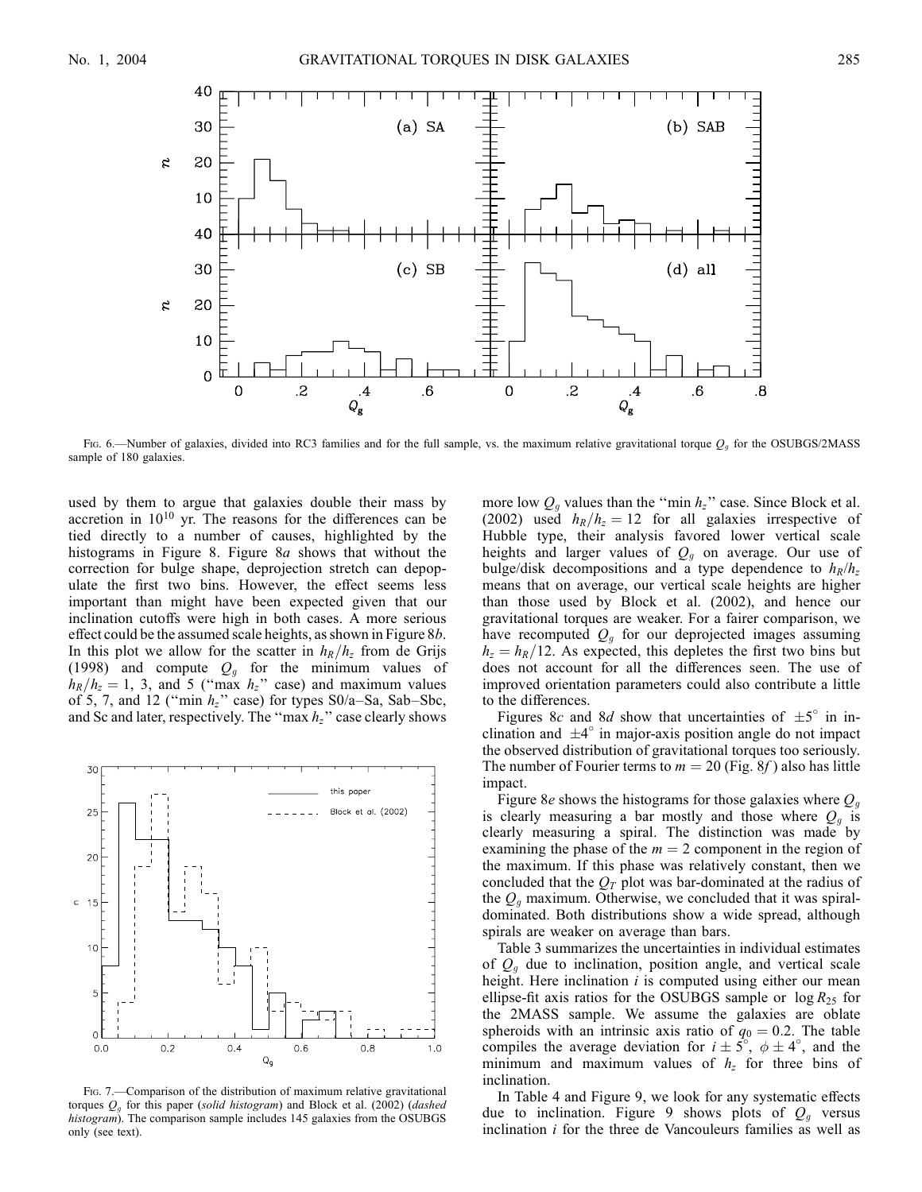Fig. 6.—Number of galaxies, divided into RC3 families and for the full sample, vs. the maximum relative gravitational torque $Q_g$ for the OSUBGS/2MASS sample of 180 galaxies.

used by them to argue that galaxies double their mass by accretion in $10^{10}$ yr. The reasons for the differences can be tied directly to a number of causes, highlighted by the histograms in Figure 8. Figure 8*a* shows that without the correction for bulge shape, deprojection stretch can depopulate the first two bins. However, the effect seems less important than might have been expected given that our inclination cutoffs were high in both cases. A more serious effect could be the assumed scale heights, as shown in Figure 8*b*. In this plot we allow for the scatter in $h_R/h_z$ from de Grijs (1998) and compute $Q_g$ for the minimum values of $h_R/h_z = 1$, 3, and 5 (''max $h_z$'' case) and maximum values of 5, 7, and 12 (''min $h_z$'' case) for types S0/a–Sa, Sab–Sbc, and Sc and later, respectively. The ''max $h_z$'' case clearly shows more low $Q_g$ values than the ''min $h_z$'' case. Since Block et al. (2002) used $h_R/h_z = 12$ for all galaxies irrespective of Hubble type, their analysis favored lower vertical scale heights and larger values of $Q_g$ on average. Our use of bulge/disk decompositions and a type dependence to $h_R/h_z$ means that on average, our vertical scale heights are higher than those used by Block et al. (2002), and hence our gravitational torques are weaker. For a fairer comparison, we have recomputed $Q_g$ for our deprojected images assuming $h_z = h_R/12$. As expected, this depletes the first two bins but does not account for all the differences seen. The use of improved orientation parameters could also contribute a little to the differences.

Fig. 7.—Comparison of the distribution of maximum relative gravitational torques $Q_g$ for this paper (*solid histogram*) and Block et al. (2002) (*dashed histogram*). The comparison sample includes 145 galaxies from the OSUBGS only (see text).

Figures 8*c* and 8*d* show that uncertainties of $\pm 5°$ in inclination and $\pm 4°$ in major-axis position angle do not impact the observed distribution of gravitational torques too seriously. The number of Fourier terms to $m = 20$ (Fig. 8*f*) also has little impact.

Figure 8*e* shows the histograms for those galaxies where $Q_g$ is clearly measuring a bar mostly and those where $Q_g$ is clearly measuring a spiral. The distinction was made by examining the phase of the $m = 2$ component in the region of the maximum. If this phase was relatively constant, then we concluded that the $Q_T$ plot was bar-dominated at the radius of the $Q_g$ maximum. Otherwise, we concluded that it was spiral-dominated. Both distributions show a wide spread, although spirals are weaker on average than bars.

Table 3 summarizes the uncertainties in individual estimates of $Q_g$ due to inclination, position angle, and vertical scale height. Here inclination $i$ is computed using either our mean ellipse-fit axis ratios for the OSUBGS sample or $\log R_{25}$ for the 2MASS sample. We assume the galaxies are oblate spheroids with an intrinsic axis ratio of $q_0 = 0.2$. The table compiles the average deviation for $i \pm 5°$, $\phi \pm 4°$, and the minimum and maximum values of $h_z$ for three bins of inclination.

In Table 4 and Figure 9, we look for any systematic effects due to inclination. Figure 9 shows plots of $Q_g$ versus inclination $i$ for the three de Vaucouleurs families as well as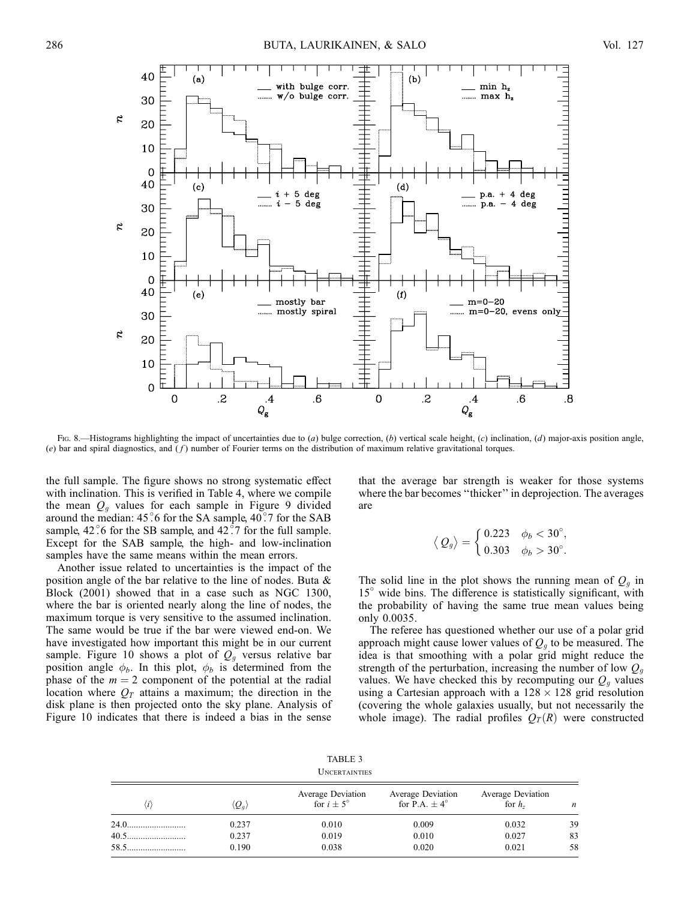Fig. 8.—Histograms highlighting the impact of uncertainties due to (a) bulge correction, (b) vertical scale height, (c) inclination, (d) major-axis position angle, (e) bar and spiral diagnostics, and (f) number of Fourier terms on the distribution of maximum relative gravitational torques.

the full sample. The figure shows no strong systematic effect with inclination. This is verified in Table 4, where we compile the mean $Q_g$ values for each sample in Figure 9 divided around the median: 45.°6 for the SA sample, 40.°7 for the SAB sample, 42.°6 for the SB sample, and 42.°7 for the full sample. Except for the SAB sample, the high- and low-inclination samples have the same means within the mean errors.

Another issue related to uncertainties is the impact of the position angle of the bar relative to the line of nodes. Buta & Block (2001) showed that in a case such as NGC 1300, where the bar is oriented nearly along the line of nodes, the maximum torque is very sensitive to the assumed inclination. The same would be true if the bar were viewed end-on. We have investigated how important this might be in our current sample. Figure 10 shows a plot of $Q_g$ versus relative bar position angle $\phi_b$. In this plot, $\phi_b$ is determined from the phase of the $m = 2$ component of the potential at the radial location where $Q_T$ attains a maximum; the direction in the disk plane is then projected onto the sky plane. Analysis of Figure 10 indicates that there is indeed a bias in the sense that the average bar strength is weaker for those systems where the bar becomes "thicker" in deprojection. The averages are

$$\langle Q_g \rangle = \begin{cases} 0.223 & \phi_b < 30^\circ, \\ 0.303 & \phi_b > 30^\circ. \end{cases}$$

The solid line in the plot shows the running mean of $Q_g$ in 15° wide bins. The difference is statistically significant, with the probability of having the same true mean values being only 0.0035.

The referee has questioned whether our use of a polar grid approach might cause lower values of $Q_g$ to be measured. The idea is that smoothing with a polar grid might reduce the strength of the perturbation, increasing the number of low $Q_g$ values. We have checked this by recomputing our $Q_g$ values using a Cartesian approach with a 128 × 128 grid resolution (covering the whole galaxies usually, but not necessarily the whole image). The radial profiles $Q_T(R)$ were constructed

TABLE 3
Uncertainties

| $\langle i \rangle$ | $\langle Q_g \rangle$ | Average Deviation for $i \pm 5°$ | Average Deviation for P.A. ± 4° | Average Deviation for $h_z$ | $n$ |
|---|---|---|---|---|---|
| 24.0 | 0.237 | 0.010 | 0.009 | 0.032 | 39 |
| 40.5 | 0.237 | 0.019 | 0.010 | 0.027 | 83 |
| 58.5 | 0.190 | 0.038 | 0.020 | 0.021 | 58 |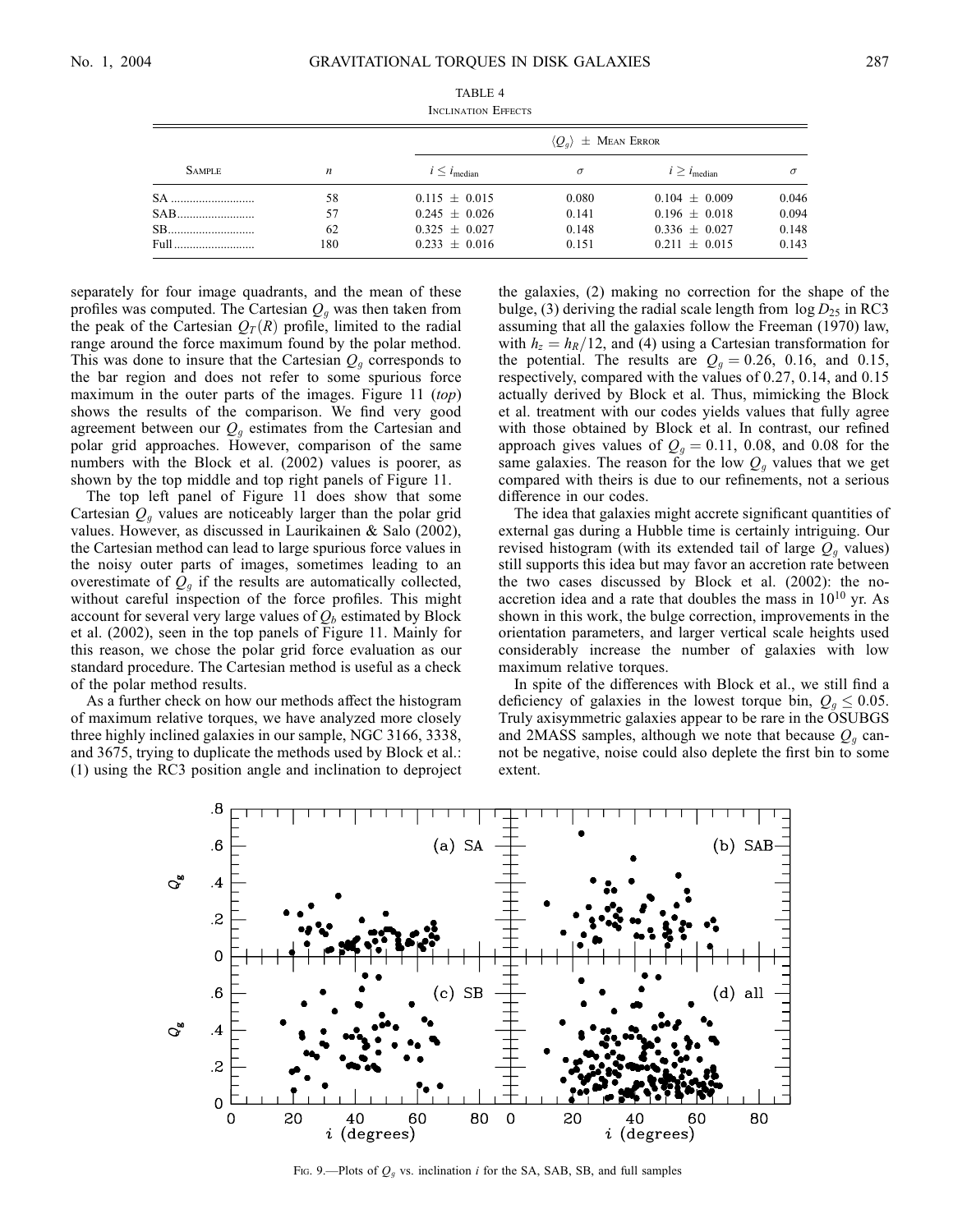TABLE 4

Inclination Effects

| Sample | $n$ | $\langle Q_g \rangle \pm$ Mean Error | | | |
|---|---|---|---|---|---|
| | | $i \leq i_{\rm median}$ | $\sigma$ | $i \geq i_{\rm median}$ | $\sigma$ |
| SA | 58 | 0.115 ± 0.015 | 0.080 | 0.104 ± 0.009 | 0.046 |
| SAB | 57 | 0.245 ± 0.026 | 0.141 | 0.196 ± 0.018 | 0.094 |
| SB | 62 | 0.325 ± 0.027 | 0.148 | 0.336 ± 0.027 | 0.148 |
| Full | 180 | 0.233 ± 0.016 | 0.151 | 0.211 ± 0.015 | 0.143 |

separately for four image quadrants, and the mean of these profiles was computed. The Cartesian $Q_g$ was then taken from the peak of the Cartesian $Q_T(R)$ profile, limited to the radial range around the force maximum found by the polar method. This was done to insure that the Cartesian $Q_g$ corresponds to the bar region and does not refer to some spurious force maximum in the outer parts of the images. Figure 11 (*top*) shows the results of the comparison. We find very good agreement between our $Q_g$ estimates from the Cartesian and polar grid approaches. However, comparison of the same numbers with the Block et al. (2002) values is poorer, as shown by the top middle and top right panels of Figure 11.

The top left panel of Figure 11 does show that some Cartesian $Q_g$ values are noticeably larger than the polar grid values. However, as discussed in Laurikainen & Salo (2002), the Cartesian method can lead to large spurious force values in the noisy outer parts of images, sometimes leading to an overestimate of $Q_g$ if the results are automatically collected, without careful inspection of the force profiles. This might account for several very large values of $Q_b$ estimated by Block et al. (2002), seen in the top panels of Figure 11. Mainly for this reason, we chose the polar grid force evaluation as our standard procedure. The Cartesian method is useful as a check of the polar method results.

As a further check on how our methods affect the histogram of maximum relative torques, we have analyzed more closely three highly inclined galaxies in our sample, NGC 3166, 3338, and 3675, trying to duplicate the methods used by Block et al.: (1) using the RC3 position angle and inclination to deproject the galaxies, (2) making no correction for the shape of the bulge, (3) deriving the radial scale length from $\log D_{25}$ in RC3 assuming that all the galaxies follow the Freeman (1970) law, with $h_z = h_R/12$, and (4) using a Cartesian transformation for the potential. The results are $Q_g = 0.26$, 0.16, and 0.15, respectively, compared with the values of 0.27, 0.14, and 0.15 actually derived by Block et al. Thus, mimicking the Block et al. treatment with our codes yields values that fully agree with those obtained by Block et al. In contrast, our refined approach gives values of $Q_g = 0.11$, 0.08, and 0.08 for the same galaxies. The reason for the low $Q_g$ values that we get compared with theirs is due to our refinements, not a serious difference in our codes.

The idea that galaxies might accrete significant quantities of external gas during a Hubble time is certainly intriguing. Our revised histogram (with its extended tail of large $Q_g$ values) still supports this idea but may favor an accretion rate between the two cases discussed by Block et al. (2002): the no-accretion idea and a rate that doubles the mass in $10^{10}$ yr. As shown in this work, the bulge correction, improvements in the orientation parameters, and larger vertical scale heights used considerably increase the number of galaxies with low maximum relative torques.

In spite of the differences with Block et al., we still find a deficiency of galaxies in the lowest torque bin, $Q_g \leq 0.05$. Truly axisymmetric galaxies appear to be rare in the OSUBGS and 2MASS samples, although we note that because $Q_g$ cannot be negative, noise could also deplete the first bin to some extent.

Fig. 9.—Plots of $Q_g$ vs. inclination $i$ for the SA, SAB, SB, and full samples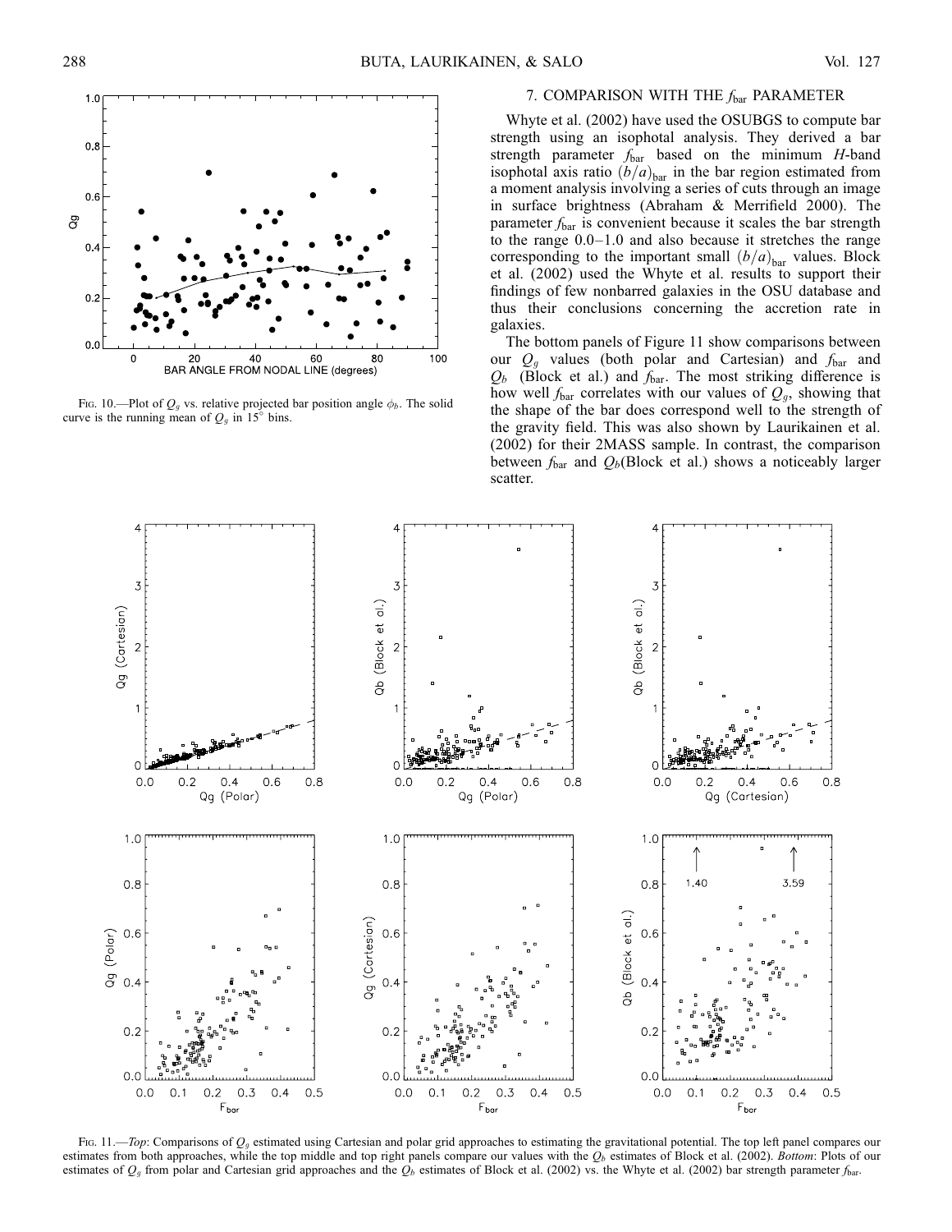FIG. 10.—Plot of $Q_g$ vs. relative projected bar position angle $\phi_b$. The solid curve is the running mean of $Q_g$ in 15° bins.

## 7. COMPARISON WITH THE $f_{\rm bar}$ PARAMETER

Whyte et al. (2002) have used the OSUBGS to compute bar strength using an isophotal analysis. They derived a bar strength parameter $f_{\rm bar}$ based on the minimum $H$-band isophotal axis ratio $(b/a)_{\rm bar}$ in the bar region estimated from a moment analysis involving a series of cuts through an image in surface brightness (Abraham & Merrifield 2000). The parameter $f_{\rm bar}$ is convenient because it scales the bar strength to the range 0.0–1.0 and also because it stretches the range corresponding to the important small $(b/a)_{\rm bar}$ values. Block et al. (2002) used the Whyte et al. results to support their findings of few nonbarred galaxies in the OSU database and thus their conclusions concerning the accretion rate in galaxies.

The bottom panels of Figure 11 show comparisons between our $Q_g$ values (both polar and Cartesian) and $f_{\rm bar}$ and $Q_b$ (Block et al.) and $f_{\rm bar}$. The most striking difference is how well $f_{\rm bar}$ correlates with our values of $Q_g$, showing that the shape of the bar does correspond well to the strength of the gravity field. This was also shown by Laurikainen et al. (2002) for their 2MASS sample. In contrast, the comparison between $f_{\rm bar}$ and $Q_b$(Block et al.) shows a noticeably larger scatter.

FIG. 11.—*Top*: Comparisons of $Q_g$ estimated using Cartesian and polar grid approaches to estimating the gravitational potential. The top left panel compares our estimates from both approaches, while the top middle and top right panels compare our values with the $Q_b$ estimates of Block et al. (2002). *Bottom*: Plots of our estimates of $Q_g$ from polar and Cartesian grid approaches and the $Q_b$ estimates of Block et al. (2002) vs. the Whyte et al. (2002) bar strength parameter $f_{\rm bar}$.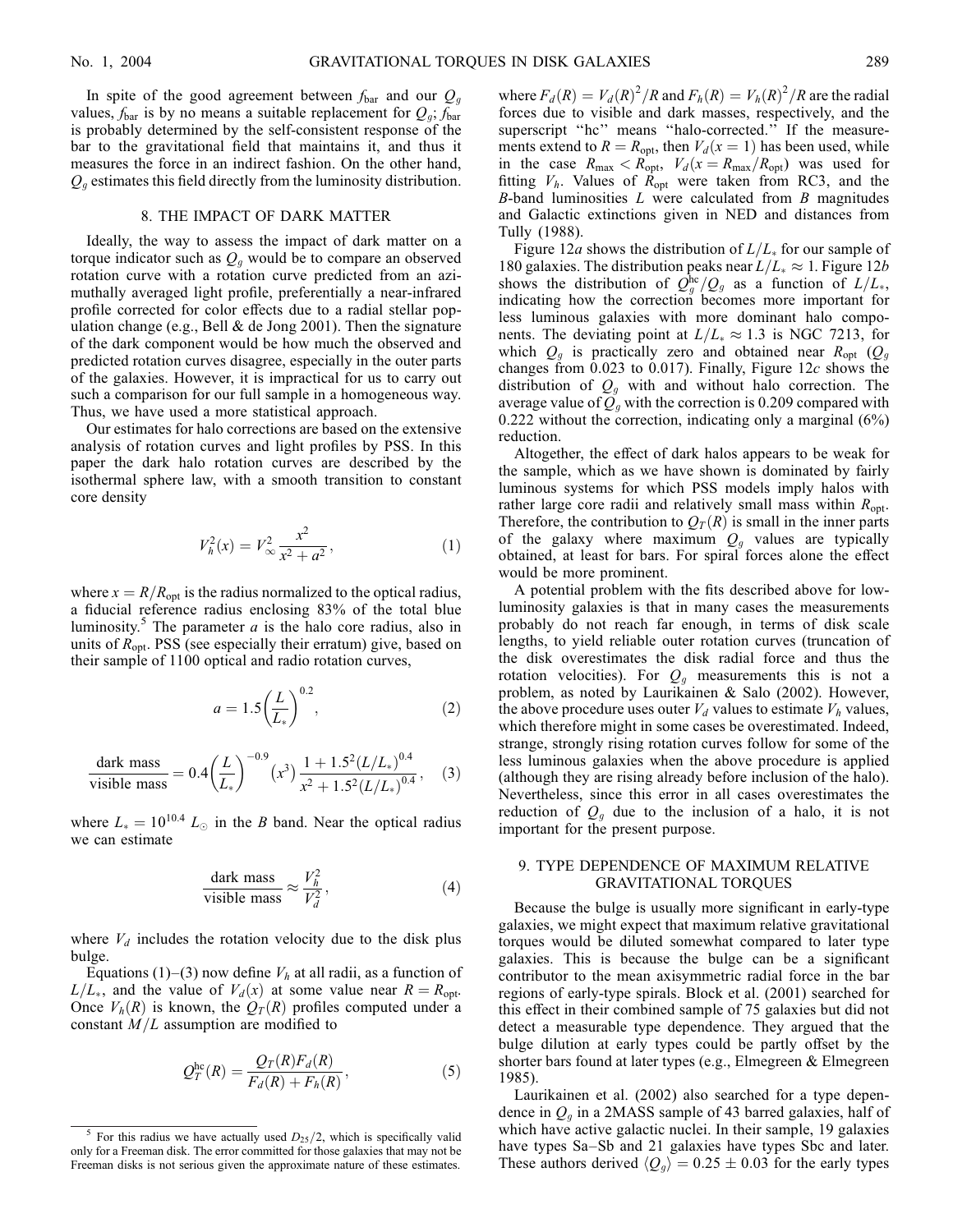In spite of the good agreement between $f_{bar}$ and our $Q_g$ values, $f_{bar}$ is by no means a suitable replacement for $Q_g$; $f_{bar}$ is probably determined by the self-consistent response of the bar to the gravitational field that maintains it, and thus it measures the force in an indirect fashion. On the other hand, $Q_g$ estimates this field directly from the luminosity distribution.

## 8. THE IMPACT OF DARK MATTER

Ideally, the way to assess the impact of dark matter on a torque indicator such as $Q_g$ would be to compare an observed rotation curve with a rotation curve predicted from an azimuthally averaged light profile, preferentially a near-infrared profile corrected for color effects due to a radial stellar population change (e.g., Bell & de Jong 2001). Then the signature of the dark component would be how much the observed and predicted rotation curves disagree, especially in the outer parts of the galaxies. However, it is impractical for us to carry out such a comparison for our full sample in a homogeneous way. Thus, we have used a more statistical approach.

Our estimates for halo corrections are based on the extensive analysis of rotation curves and light profiles by PSS. In this paper the dark halo rotation curves are described by the isothermal sphere law, with a smooth transition to constant core density

$$V_h^2(x) = V_\infty^2 \frac{x^2}{x^2 + a^2}, \quad (1)$$

where $x = R/R_{opt}$ is the radius normalized to the optical radius, a fiducial reference radius enclosing 83% of the total blue luminosity.[5] The parameter $a$ is the halo core radius, also in units of $R_{opt}$. PSS (see especially their erratum) give, based on their sample of 1100 optical and radio rotation curves,

$$a = 1.5\left(\frac{L}{L_*}\right)^{0.2}, \quad (2)$$

$$\frac{\text{dark mass}}{\text{visible mass}} = 0.4\left(\frac{L}{L_*}\right)^{-0.9}\left(x^3\right)\frac{1 + 1.5^2(L/L_*)^{0.4}}{x^2 + 1.5^2(L/L_*)^{0.4}}, \quad (3)$$

where $L_* = 10^{10.4}\ L_\odot$ in the $B$ band. Near the optical radius we can estimate

$$\frac{\text{dark mass}}{\text{visible mass}} \approx \frac{V_h^2}{V_d^2}, \quad (4)$$

where $V_d$ includes the rotation velocity due to the disk plus bulge.

Equations (1)–(3) now define $V_h$ at all radii, as a function of $L/L_*$, and the value of $V_d(x)$ at some value near $R = R_{opt}$. Once $V_h(R)$ is known, the $Q_T(R)$ profiles computed under a constant $M/L$ assumption are modified to

$$Q_T^{hc}(R) = \frac{Q_T(R)F_d(R)}{F_d(R) + F_h(R)}, \quad (5)$$

where $F_d(R) = V_d(R)^2/R$ and $F_h(R) = V_h(R)^2/R$ are the radial forces due to visible and dark masses, respectively, and the superscript "hc" means "halo-corrected." If the measurements extend to $R = R_{opt}$, then $V_d(x = 1)$ has been used, while in the case $R_{max} < R_{opt}$, $V_d(x = R_{max}/R_{opt})$ was used for fitting $V_h$. Values of $R_{opt}$ were taken from RC3, and the $B$-band luminosities $L$ were calculated from $B$ magnitudes and Galactic extinctions given in NED and distances from Tully (1988).

Figure 12*a* shows the distribution of $L/L_*$ for our sample of 180 galaxies. The distribution peaks near $L/L_* \approx 1$. Figure 12*b* shows the distribution of $Q_g^{hc}/Q_g$ as a function of $L/L_*$, indicating how the correction becomes more important for less luminous galaxies with more dominant halo components. The deviating point at $L/L_* \approx 1.3$ is NGC 7213, for which $Q_g$ is practically zero and obtained near $R_{opt}$ ($Q_g$ changes from 0.023 to 0.017). Finally, Figure 12*c* shows the distribution of $Q_g$ with and without halo correction. The average value of $Q_g$ with the correction is 0.209 compared with 0.222 without the correction, indicating only a marginal (6%) reduction.

Altogether, the effect of dark halos appears to be weak for the sample, which as we have shown is dominated by fairly luminous systems for which PSS models imply halos with rather large core radii and relatively small mass within $R_{opt}$. Therefore, the contribution to $Q_T(R)$ is small in the inner parts of the galaxy where maximum $Q_g$ values are typically obtained, at least for bars. For spiral forces alone the effect would be more prominent.

A potential problem with the fits described above for low-luminosity galaxies is that in many cases the measurements probably do not reach far enough, in terms of disk scale lengths, to yield reliable outer rotation curves (truncation of the disk overestimates the disk radial force and thus the rotation velocities). For $Q_g$ measurements this is not a problem, as noted by Laurikainen & Salo (2002). However, the above procedure uses outer $V_d$ values to estimate $V_h$ values, which therefore might in some cases be overestimated. Indeed, strange, strongly rising rotation curves follow for some of the less luminous galaxies when the above procedure is applied (although they are rising already before inclusion of the halo). Nevertheless, since this error in all cases overestimates the reduction of $Q_g$ due to the inclusion of a halo, it is not important for the present purpose.

## 9. TYPE DEPENDENCE OF MAXIMUM RELATIVE GRAVITATIONAL TORQUES

Because the bulge is usually more significant in early-type galaxies, we might expect that maximum relative gravitational torques would be diluted somewhat compared to later type galaxies. This is because the bulge can be a significant contributor to the mean axisymmetric radial force in the bar regions of early-type spirals. Block et al. (2001) searched for this effect in their combined sample of 75 galaxies but did not detect a measurable type dependence. They argued that the bulge dilution at early types could be partly offset by the shorter bars found at later types (e.g., Elmegreen & Elmegreen 1985).

Laurikainen et al. (2002) also searched for a type dependence in $Q_g$ in a 2MASS sample of 43 barred galaxies, half of which have active galactic nuclei. In their sample, 19 galaxies have types Sa–Sb and 21 galaxies have types Sbc and later. These authors derived $\langle Q_g \rangle = 0.25 \pm 0.03$ for the early types

[5] For this radius we have actually used $D_{25}/2$, which is specifically valid only for a Freeman disk. The error committed for those galaxies that may not be Freeman disks is not serious given the approximate nature of these estimates.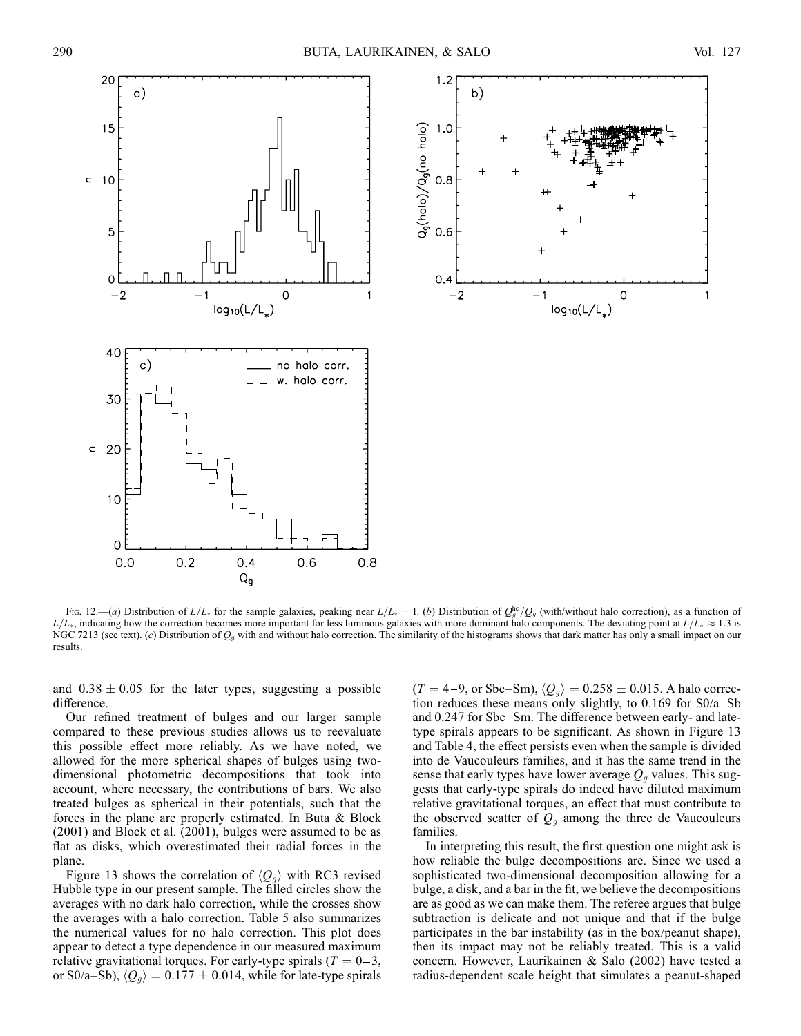FIG. 12.—(*a*) Distribution of $L/L_*$ for the sample galaxies, peaking near $L/L_* = 1$. (*b*) Distribution of $Q_g^{hc}/Q_g$ (with/without halo correction), as a function of $L/L_*$, indicating how the correction becomes more important for less luminous galaxies with more dominant halo components. The deviating point at $L/L_* \approx 1.3$ is NGC 7213 (see text). (*c*) Distribution of $Q_g$ with and without halo correction. The similarity of the histograms shows that dark matter has only a small impact on our results.

and $0.38 \pm 0.05$ for the later types, suggesting a possible difference.

Our refined treatment of bulges and our larger sample compared to these previous studies allows us to reevaluate this possible effect more reliably. As we have noted, we allowed for the more spherical shapes of bulges using two-dimensional photometric decompositions that took into account, where necessary, the contributions of bars. We also treated bulges as spherical in their potentials, such that the forces in the plane are properly estimated. In Buta & Block (2001) and Block et al. (2001), bulges were assumed to be as flat as disks, which overestimated their radial forces in the plane.

Figure 13 shows the correlation of $\langle Q_g \rangle$ with RC3 revised Hubble type in our present sample. The filled circles show the averages with no dark halo correction, while the crosses show the averages with a halo correction. Table 5 also summarizes the numerical values for no halo correction. This plot does appear to detect a type dependence in our measured maximum relative gravitational torques. For early-type spirals ($T = 0$–$3$, or S0/a–Sb), $\langle Q_g \rangle = 0.177 \pm 0.014$, while for late-type spirals ($T = 4$–$9$, or Sbc–Sm), $\langle Q_g \rangle = 0.258 \pm 0.015$. A halo correction reduces these means only slightly, to 0.169 for S0/a–Sb and 0.247 for Sbc–Sm. The difference between early- and late-type spirals appears to be significant. As shown in Figure 13 and Table 4, the effect persists even when the sample is divided into de Vaucouleurs families, and it has the same trend in the sense that early types have lower average $Q_g$ values. This suggests that early-type spirals do indeed have diluted maximum relative gravitational torques, an effect that must contribute to the observed scatter of $Q_g$ among the three de Vaucouleurs families.

In interpreting this result, the first question one might ask is how reliable the bulge decompositions are. Since we used a sophisticated two-dimensional decomposition allowing for a bulge, a disk, and a bar in the fit, we believe the decompositions are as good as we can make them. The referee argues that bulge subtraction is delicate and not unique and that if the bulge participates in the bar instability (as in the box/peanut shape), then its impact may not be reliably treated. This is a valid concern. However, Laurikainen & Salo (2002) have tested a radius-dependent scale height that simulates a peanut-shaped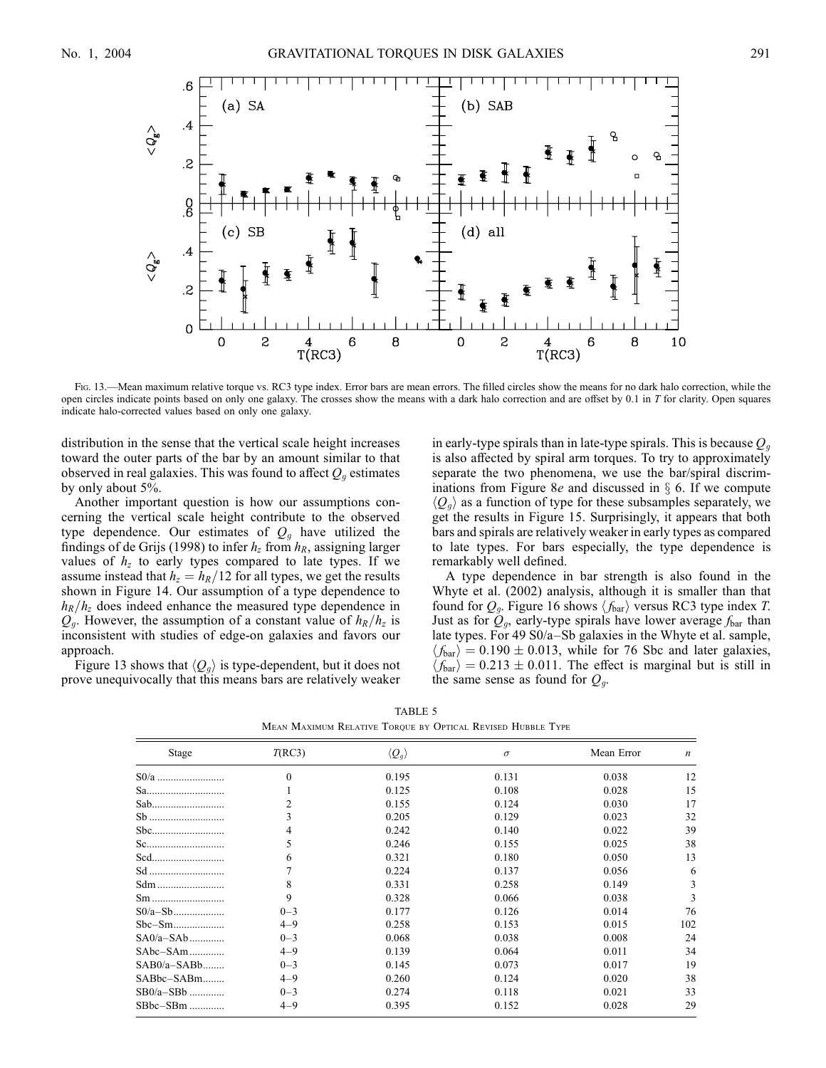FIG. 13.—Mean maximum relative torque vs. RC3 type index. Error bars are mean errors. The filled circles show the means for no dark halo correction, while the open circles indicate points based on only one galaxy. The crosses show the means with a dark halo correction and are offset by 0.1 in $T$ for clarity. Open squares indicate halo-corrected values based on only one galaxy.

distribution in the sense that the vertical scale height increases toward the outer parts of the bar by an amount similar to that observed in real galaxies. This was found to affect $Q_g$ estimates by only about 5%.

Another important question is how our assumptions concerning the vertical scale height contribute to the observed type dependence. Our estimates of $Q_g$ have utilized the findings of de Grijs (1998) to infer $h_z$ from $h_R$, assigning larger values of $h_z$ to early types compared to late types. If we assume instead that $h_z = h_R/12$ for all types, we get the results shown in Figure 14. Our assumption of a type dependence to $h_R/h_z$ does indeed enhance the measured type dependence in $Q_g$. However, the assumption of a constant value of $h_R/h_z$ is inconsistent with studies of edge-on galaxies and favors our approach.

Figure 13 shows that $\langle Q_g \rangle$ is type-dependent, but it does not prove unequivocally that this means bars are relatively weaker in early-type spirals than in late-type spirals. This is because $Q_g$ is also affected by spiral arm torques. To try to approximately separate the two phenomena, we use the bar/spiral discriminations from Figure 8*e* and discussed in § 6. If we compute $\langle Q_g \rangle$ as a function of type for these subsamples separately, we get the results in Figure 15. Surprisingly, it appears that both bars and spirals are relatively weaker in early types as compared to late types. For bars especially, the type dependence is remarkably well defined.

A type dependence in bar strength is also found in the Whyte et al. (2002) analysis, although it is smaller than that found for $Q_g$. Figure 16 shows $\langle f_{\rm bar} \rangle$ versus RC3 type index $T$. Just as for $Q_g$, early-type spirals have lower average $f_{\rm bar}$ than late types. For 49 S0/a–Sb galaxies in the Whyte et al. sample, $\langle f_{\rm bar} \rangle = 0.190 \pm 0.013$, while for 76 Sbc and later galaxies, $\langle f_{\rm bar} \rangle = 0.213 \pm 0.011$. The effect is marginal but is still in the same sense as found for $Q_g$.

TABLE 5

MEAN MAXIMUM RELATIVE TORQUE BY OPTICAL REVISED HUBBLE TYPE

| Stage | $T$(RC3) | $\langle Q_g \rangle$ | $\sigma$ | Mean Error | $n$ |
|---|---|---|---|---|---|
| S0/a | 0 | 0.195 | 0.131 | 0.038 | 12 |
| Sa | 1 | 0.125 | 0.108 | 0.028 | 15 |
| Sab | 2 | 0.155 | 0.124 | 0.030 | 17 |
| Sb | 3 | 0.205 | 0.129 | 0.023 | 32 |
| Sbc | 4 | 0.242 | 0.140 | 0.022 | 39 |
| Sc | 5 | 0.246 | 0.155 | 0.025 | 38 |
| Scd | 6 | 0.321 | 0.180 | 0.050 | 13 |
| Sd | 7 | 0.224 | 0.137 | 0.056 | 6 |
| Sdm | 8 | 0.331 | 0.258 | 0.149 | 3 |
| Sm | 9 | 0.328 | 0.066 | 0.038 | 3 |
| S0/a–Sb | 0–3 | 0.177 | 0.126 | 0.014 | 76 |
| Sbc–Sm | 4–9 | 0.258 | 0.153 | 0.015 | 102 |
| SA0/a–SAb | 0–3 | 0.068 | 0.038 | 0.008 | 24 |
| SAbc–SAm | 4–9 | 0.139 | 0.064 | 0.011 | 34 |
| SAB0/a–SABb | 0–3 | 0.145 | 0.073 | 0.017 | 19 |
| SABbc–SABm | 4–9 | 0.260 | 0.124 | 0.020 | 38 |
| SB0/a–SBb | 0–3 | 0.274 | 0.118 | 0.021 | 33 |
| SBbc–SBm | 4–9 | 0.395 | 0.152 | 0.028 | 29 |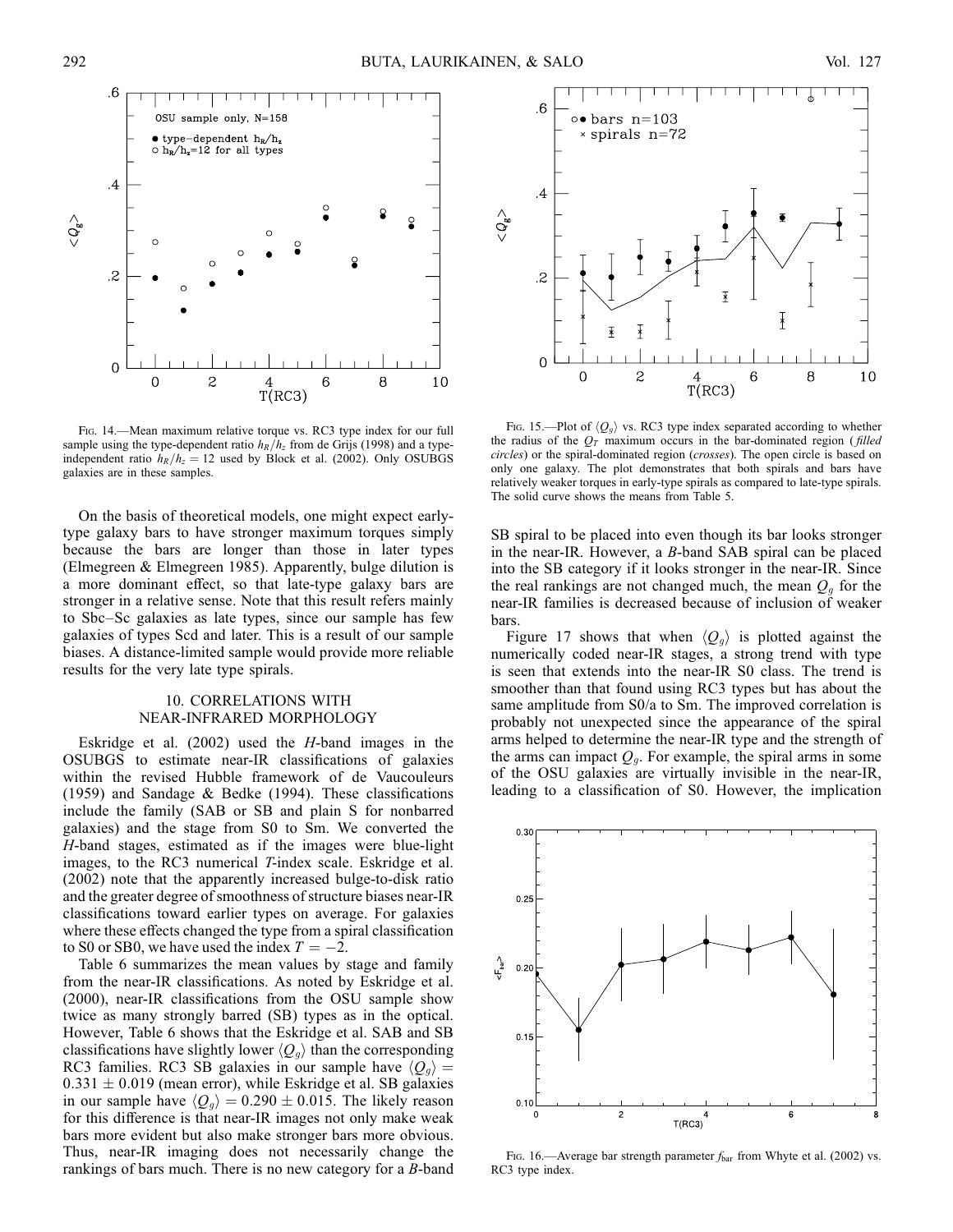Fig. 14.—Mean maximum relative torque vs. RC3 type index for our full sample using the type-dependent ratio $h_R/h_z$ from de Grijs (1998) and a type-independent ratio $h_R/h_z = 12$ used by Block et al. (2002). Only OSUBGS galaxies are in these samples.

Fig. 15.—Plot of $\langle Q_g \rangle$ vs. RC3 type index separated according to whether the radius of the $Q_T$ maximum occurs in the bar-dominated region (*filled circles*) or the spiral-dominated region (*crosses*). The open circle is based on only one galaxy. The plot demonstrates that both spirals and bars have relatively weaker torques in early-type spirals as compared to late-type spirals. The solid curve shows the means from Table 5.

On the basis of theoretical models, one might expect early-type galaxy bars to have stronger maximum torques simply because the bars are longer than those in later types (Elmegreen & Elmegreen 1985). Apparently, bulge dilution is a more dominant effect, so that late-type galaxy bars are stronger in a relative sense. Note that this result refers mainly to Sbc–Sc galaxies as late types, since our sample has few galaxies of types Scd and later. This is a result of our sample biases. A distance-limited sample would provide more reliable results for the very late type spirals.

## 10. CORRELATIONS WITH NEAR-INFRARED MORPHOLOGY

Eskridge et al. (2002) used the *H*-band images in the OSUBGS to estimate near-IR classifications of galaxies within the revised Hubble framework of de Vaucouleurs (1959) and Sandage & Bedke (1994). These classifications include the family (SAB or SB and plain S for nonbarred galaxies) and the stage from S0 to Sm. We converted the *H*-band stages, estimated as if the images were blue-light images, to the RC3 numerical *T*-index scale. Eskridge et al. (2002) note that the apparently increased bulge-to-disk ratio and the greater degree of smoothness of structure biases near-IR classifications toward earlier types on average. For galaxies where these effects changed the type from a spiral classification to S0 or SB0, we have used the index $T = -2$.

Table 6 summarizes the mean values by stage and family from the near-IR classifications. As noted by Eskridge et al. (2000), near-IR classifications from the OSU sample show twice as many strongly barred (SB) types as in the optical. However, Table 6 shows that the Eskridge et al. SAB and SB classifications have slightly lower $\langle Q_g \rangle$ than the corresponding RC3 families. RC3 SB galaxies in our sample have $\langle Q_g \rangle = 0.331 \pm 0.019$ (mean error), while Eskridge et al. SB galaxies in our sample have $\langle Q_g \rangle = 0.290 \pm 0.015$. The likely reason for this difference is that near-IR images not only make weak bars more evident but also make stronger bars more obvious. Thus, near-IR imaging does not necessarily change the rankings of bars much. There is no new category for a *B*-band SB spiral to be placed into even though its bar looks stronger in the near-IR. However, a *B*-band SAB spiral can be placed into the SB category if it looks stronger in the near-IR. Since the real rankings are not changed much, the mean $Q_g$ for the near-IR families is decreased because of inclusion of weaker bars.

Figure 17 shows that when $\langle Q_g \rangle$ is plotted against the numerically coded near-IR stages, a strong trend with type is seen that extends into the near-IR S0 class. The trend is smoother than that found using RC3 types but has about the same amplitude from S0/a to Sm. The improved correlation is probably not unexpected since the appearance of the spiral arms helped to determine the near-IR type and the strength of the arms can impact $Q_g$. For example, the spiral arms in some of the OSU galaxies are virtually invisible in the near-IR, leading to a classification of S0. However, the implication

Fig. 16.—Average bar strength parameter $f_{\rm bar}$ from Whyte et al. (2002) vs. RC3 type index.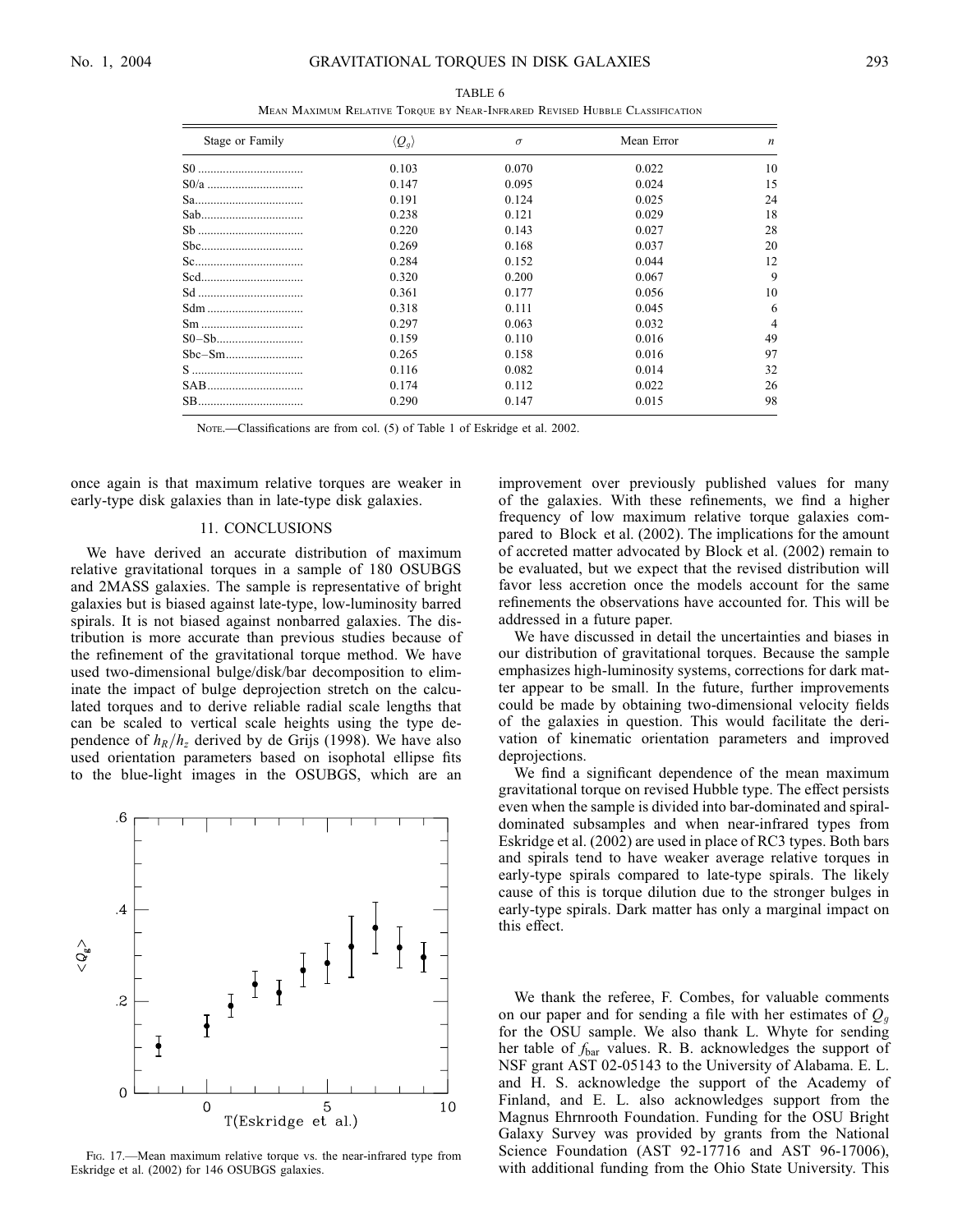TABLE 6

Mean Maximum Relative Torque by Near-Infrared Revised Hubble Classification

| Stage or Family | $\langle Q_g \rangle$ | $\sigma$ | Mean Error | $n$ |
|---|---|---|---|---|
| S0 | 0.103 | 0.070 | 0.022 | 10 |
| S0/a | 0.147 | 0.095 | 0.024 | 15 |
| Sa | 0.191 | 0.124 | 0.025 | 24 |
| Sab | 0.238 | 0.121 | 0.029 | 18 |
| Sb | 0.220 | 0.143 | 0.027 | 28 |
| Sbc | 0.269 | 0.168 | 0.037 | 20 |
| Sc | 0.284 | 0.152 | 0.044 | 12 |
| Scd | 0.320 | 0.200 | 0.067 | 9 |
| Sd | 0.361 | 0.177 | 0.056 | 10 |
| Sdm | 0.318 | 0.111 | 0.045 | 6 |
| Sm | 0.297 | 0.063 | 0.032 | 4 |
| S0–Sb | 0.159 | 0.110 | 0.016 | 49 |
| Sbc–Sm | 0.265 | 0.158 | 0.016 | 97 |
| S | 0.116 | 0.082 | 0.014 | 32 |
| SAB | 0.174 | 0.112 | 0.022 | 26 |
| SB | 0.290 | 0.147 | 0.015 | 98 |

Note.—Classifications are from col. (5) of Table 1 of Eskridge et al. 2002.

once again is that maximum relative torques are weaker in early-type disk galaxies than in late-type disk galaxies.

## 11. CONCLUSIONS

We have derived an accurate distribution of maximum relative gravitational torques in a sample of 180 OSUBGS and 2MASS galaxies. The sample is representative of bright galaxies but is biased against late-type, low-luminosity barred spirals. It is not biased against nonbarred galaxies. The distribution is more accurate than previous studies because of the refinement of the gravitational torque method. We have used two-dimensional bulge/disk/bar decomposition to eliminate the impact of bulge deprojection stretch on the calculated torques and to derive reliable radial scale lengths that can be scaled to vertical scale heights using the type dependence of $h_R/h_z$ derived by de Grijs (1998). We have also used orientation parameters based on isophotal ellipse fits to the blue-light images in the OSUBGS, which are an improvement over previously published values for many of the galaxies. With these refinements, we find a higher frequency of low maximum relative torque galaxies compared to Block et al. (2002). The implications for the amount of accreted matter advocated by Block et al. (2002) remain to be evaluated, but we expect that the revised distribution will favor less accretion once the models account for the same refinements the observations have accounted for. This will be addressed in a future paper.

We have discussed in detail the uncertainties and biases in our distribution of gravitational torques. Because the sample emphasizes high-luminosity systems, corrections for dark matter appear to be small. In the future, further improvements could be made by obtaining two-dimensional velocity fields of the galaxies in question. This would facilitate the derivation of kinematic orientation parameters and improved deprojections.

We find a significant dependence of the mean maximum gravitational torque on revised Hubble type. The effect persists even when the sample is divided into bar-dominated and spiral-dominated subsamples and when near-infrared types from Eskridge et al. (2002) are used in place of RC3 types. Both bars and spirals tend to have weaker average relative torques in early-type spirals compared to late-type spirals. The likely cause of this is torque dilution due to the stronger bulges in early-type spirals. Dark matter has only a marginal impact on this effect.

Fig. 17.—Mean maximum relative torque vs. the near-infrared type from Eskridge et al. (2002) for 146 OSUBGS galaxies.

We thank the referee, F. Combes, for valuable comments on our paper and for sending a file with her estimates of $Q_g$ for the OSU sample. We also thank L. Whyte for sending her table of $f_{\rm bar}$ values. R. B. acknowledges the support of NSF grant AST 02-05143 to the University of Alabama. E. L. and H. S. acknowledge the support of the Academy of Finland, and E. L. also acknowledges support from the Magnus Ehrnrooth Foundation. Funding for the OSU Bright Galaxy Survey was provided by grants from the National Science Foundation (AST 92-17716 and AST 96-17006), with additional funding from the Ohio State University. This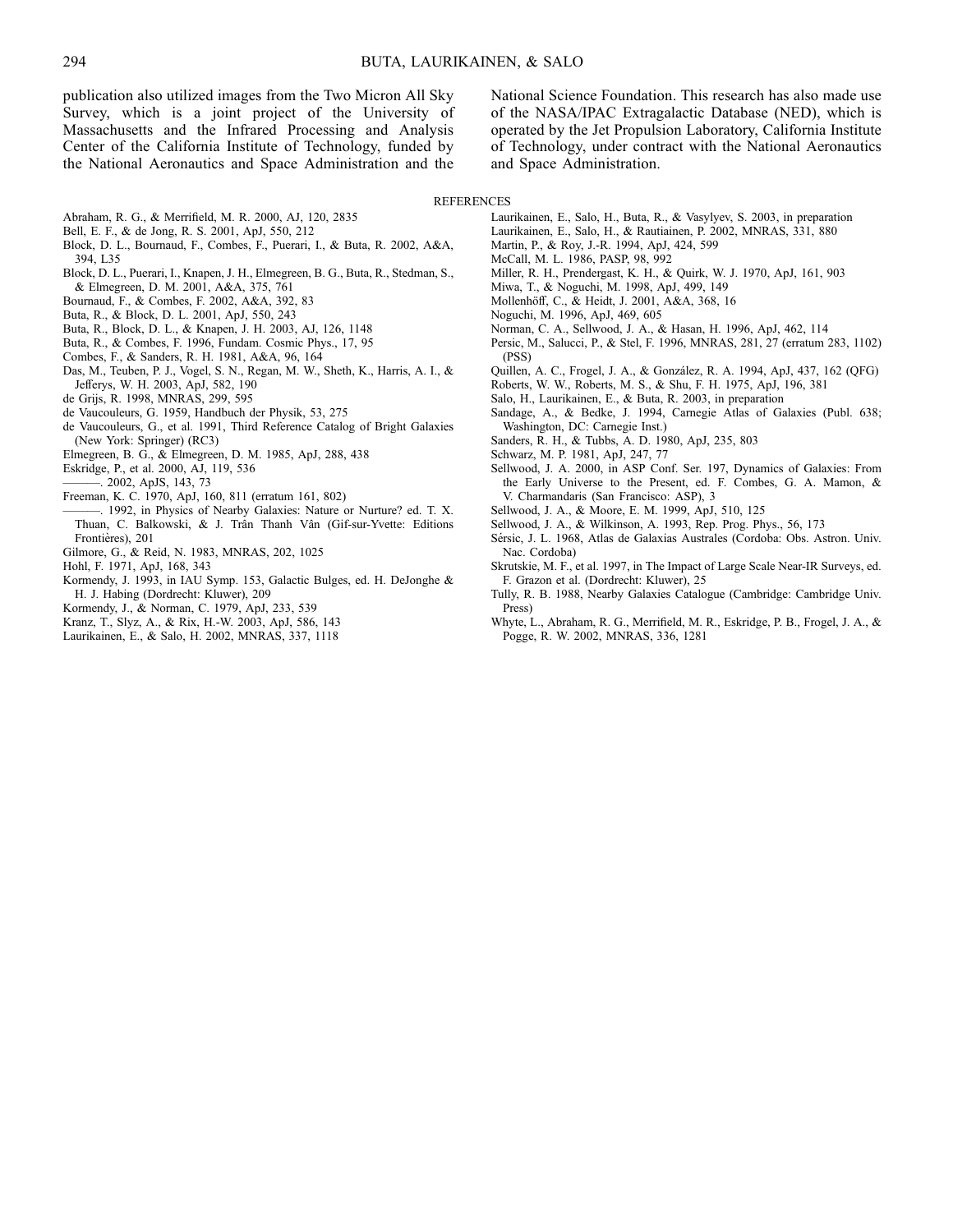publication also utilized images from the Two Micron All Sky Survey, which is a joint project of the University of Massachusetts and the Infrared Processing and Analysis Center of the California Institute of Technology, funded by the National Aeronautics and Space Administration and the National Science Foundation. This research has also made use of the NASA/IPAC Extragalactic Database (NED), which is operated by the Jet Propulsion Laboratory, California Institute of Technology, under contract with the National Aeronautics and Space Administration.

## REFERENCES

Abraham, R. G., & Merrifield, M. R. 2000, AJ, 120, 2835
Bell, E. F., & de Jong, R. S. 2001, ApJ, 550, 212
Block, D. L., Bournaud, F., Combes, F., Puerari, I., & Buta, R. 2002, A&A, 394, L35
Block, D. L., Puerari, I., Knapen, J. H., Elmegreen, B. G., Buta, R., Stedman, S., & Elmegreen, D. M. 2001, A&A, 375, 761
Bournaud, F., & Combes, F. 2002, A&A, 392, 83
Buta, R., & Block, D. L. 2001, ApJ, 550, 243
Buta, R., Block, D. L., & Knapen, J. H. 2003, AJ, 126, 1148
Buta, R., & Combes, F. 1996, Fundam. Cosmic Phys., 17, 95
Combes, F., & Sanders, R. H. 1981, A&A, 96, 164
Das, M., Teuben, P. J., Vogel, S. N., Regan, M. W., Sheth, K., Harris, A. I., & Jefferys, W. H. 2003, ApJ, 582, 190
de Grijs, R. 1998, MNRAS, 299, 595
de Vaucouleurs, G. 1959, Handbuch der Physik, 53, 275
de Vaucouleurs, G., et al. 1991, Third Reference Catalog of Bright Galaxies (New York: Springer) (RC3)
Elmegreen, B. G., & Elmegreen, D. M. 1985, ApJ, 288, 438
Eskridge, P., et al. 2000, AJ, 119, 536
———. 2002, ApJS, 143, 73
Freeman, K. C. 1970, ApJ, 160, 811 (erratum 161, 802)
———. 1992, in Physics of Nearby Galaxies: Nature or Nurture? ed. T. X. Thuan, C. Balkowski, & J. Trân Thanh Vân (Gif-sur-Yvette: Editions Frontières), 201
Gilmore, G., & Reid, N. 1983, MNRAS, 202, 1025
Hohl, F. 1971, ApJ, 168, 343
Kormendy, J. 1993, in IAU Symp. 153, Galactic Bulges, ed. H. DeJonghe & H. J. Habing (Dordrecht: Kluwer), 209
Kormendy, J., & Norman, C. 1979, ApJ, 233, 539
Kranz, T., Slyz, A., & Rix, H.-W. 2003, ApJ, 586, 143
Laurikainen, E., & Salo, H. 2002, MNRAS, 337, 1118
Laurikainen, E., Salo, H., Buta, R., & Vasylyev, S. 2003, in preparation
Laurikainen, E., Salo, H., & Rautiainen, P. 2002, MNRAS, 331, 880
Martin, P., & Roy, J.-R. 1994, ApJ, 424, 599
McCall, M. L. 1986, PASP, 98, 992
Miller, R. H., Prendergast, K. H., & Quirk, W. J. 1970, ApJ, 161, 903
Miwa, T., & Noguchi, M. 1998, ApJ, 499, 149
Mollenhöff, C., & Heidt, J. 2001, A&A, 368, 16
Noguchi, M. 1996, ApJ, 469, 605
Norman, C. A., Sellwood, J. A., & Hasan, H. 1996, ApJ, 462, 114
Persic, M., Salucci, P., & Stel, F. 1996, MNRAS, 281, 27 (erratum 283, 1102) (PSS)
Quillen, A. C., Frogel, J. A., & González, R. A. 1994, ApJ, 437, 162 (QFG)
Roberts, W. W., Roberts, M. S., & Shu, F. H. 1975, ApJ, 196, 381
Salo, H., Laurikainen, E., & Buta, R. 2003, in preparation
Sandage, A., & Bedke, J. 1994, Carnegie Atlas of Galaxies (Publ. 638; Washington, DC: Carnegie Inst.)
Sanders, R. H., & Tubbs, A. D. 1980, ApJ, 235, 803
Schwarz, M. P. 1981, ApJ, 247, 77
Sellwood, J. A. 2000, in ASP Conf. Ser. 197, Dynamics of Galaxies: From the Early Universe to the Present, ed. F. Combes, G. A. Mamon, & V. Charmandaris (San Francisco: ASP), 3
Sellwood, J. A., & Moore, E. M. 1999, ApJ, 510, 125
Sellwood, J. A., & Wilkinson, A. 1993, Rep. Prog. Phys., 56, 173
Sérsic, J. L. 1968, Atlas de Galaxias Australes (Cordoba: Obs. Astron. Univ. Nac. Cordoba)
Skrutskie, M. F., et al. 1997, in The Impact of Large Scale Near-IR Surveys, ed. F. Grazon et al. (Dordrecht: Kluwer), 25
Tully, R. B. 1988, Nearby Galaxies Catalogue (Cambridge: Cambridge Univ. Press)
Whyte, L., Abraham, R. G., Merrifield, M. R., Eskridge, P. B., Frogel, J. A., & Pogge, R. W. 2002, MNRAS, 336, 1281